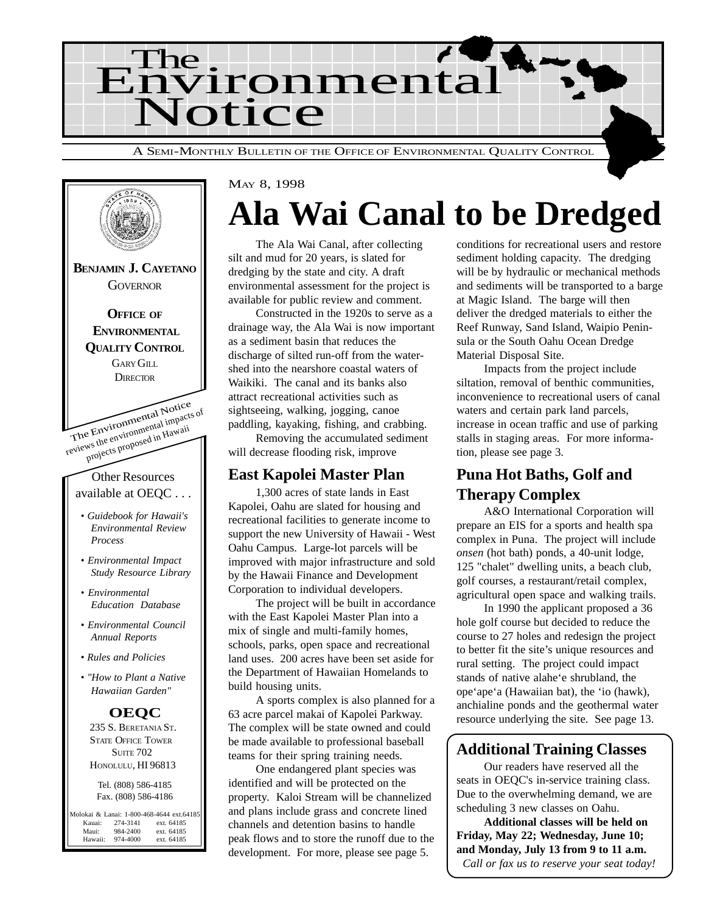# The Environmental Notice

A SEMI-MONTHLY BULLETIN OF THE OFFICE OF ENVIRONMENTAL QUALITY CONTROL

MAY 8, 1998

# Ala Wai Canal to be Dredged

The Ala Wai Canal, after collecting silt and mud for 20 years, is slated for dredging by the state and city. A draft environmental assessment for the project is available for public review and comment.

Constructed in the 1920s to serve as a drainage way, the Ala Wai is now important as a sediment basin that reduces the discharge of silted run-off from the watershed into the nearshore coastal waters of Waikiki. The canal and its banks also attract recreational activities such as sightseeing, walking, jogging, canoe paddling, kayaking, fishing, and crabbing.

Removing the accumulated sediment will decrease flooding risk, improve conditions for recreational users and restore sediment holding capacity. The dredging will be by hydraulic or mechanical methods and sediments will be transported to a barge at Magic Island. The barge will then deliver the dredged materials to either the Reef Runway, Sand Island, Waipio Peninsula or the South Oahu Ocean Dredge Material Disposal Site.

Impacts from the project include siltation, removal of benthic communities, inconvenience to recreational users of canal waters and certain park land parcels, increase in ocean traffic and use of parking stalls in staging areas. For more information, please see page 3.

## East Kapolei Master Plan

1,300 acres of state lands in East Kapolei, Oahu are slated for housing and recreational facilities to generate income to support the new University of Hawaii - West Oahu Campus. Large-lot parcels will be improved with major infrastructure and sold by the Hawaii Finance and Development Corporation to individual developers.

The project will be built in accordance with the East Kapolei Master Plan into a mix of single and multi-family homes, schools, parks, open space and recreational land uses. 200 acres have been set aside for the Department of Hawaiian Homelands to build housing units.

A sports complex is also planned for a 63 acre parcel makai of Kapolei Parkway. The complex will be state owned and could be made available to professional baseball teams for their spring training needs.

One endangered plant species was identified and will be protected on the property. Kaloi Stream will be channelized and plans include grass and concrete lined channels and detention basins to handle peak flows and to store the runoff due to the development. For more, please see page 5.

## Puna Hot Baths, Golf and Therapy Complex

A&O International Corporation will prepare an EIS for a sports and health spa complex in Puna. The project will include *onsen* (hot bath) ponds, a 40-unit lodge, 125 "chalet" dwelling units, a beach club, golf courses, a restaurant/retail complex, agricultural open space and walking trails.

In 1990 the applicant proposed a 36 hole golf course but decided to reduce the course to 27 holes and redesign the project to better fit the site's unique resources and rural setting. The project could impact stands of native alahe'e shrubland, the ope'ape'a (Hawaiian bat), the 'io (hawk), anchialine ponds and the geothermal water resource underlying the site. See page 13.

## Additional Training Classes

Our readers have reserved all the seats in OEQC's in-service training class. Due to the overwhelming demand, we are scheduling 3 new classes on Oahu.

**Additional classes will be held on Friday, May 22; Wednesday, June 10; and Monday, July 13 from 9 to 11 a.m.**

*Call or fax us to reserve your seat today!*

---

**BENJAMIN J. CAYETANO**
GOVERNOR

**OFFICE OF ENVIRONMENTAL QUALITY CONTROL**
GARY GILL
DIRECTOR

The Environmental Notice reviews the environmental impacts of projects proposed in Hawaii

Other Resources available at OEQC . . .

- *Guidebook for Hawaii's Environmental Review Process*
- *Environmental Impact Study Resource Library*
- *Environmental Education Database*
- *Environmental Council Annual Reports*
- *Rules and Policies*
- *"How to Plant a Native Hawaiian Garden"*

**OEQC**
235 S. BERETANIA ST.
STATE OFFICE TOWER
SUITE 702
HONOLULU, HI 96813

Tel. (808) 586-4185
Fax. (808) 586-4186

Molokai & Lanai: 1-800-468-4644 ext.64185

| | | |
|---|---|---|
| Kauai: | 274-3141 | ext. 64185 |
| Maui: | 984-2400 | ext. 64185 |
| Hawaii: | 974-4000 | ext. 64185 |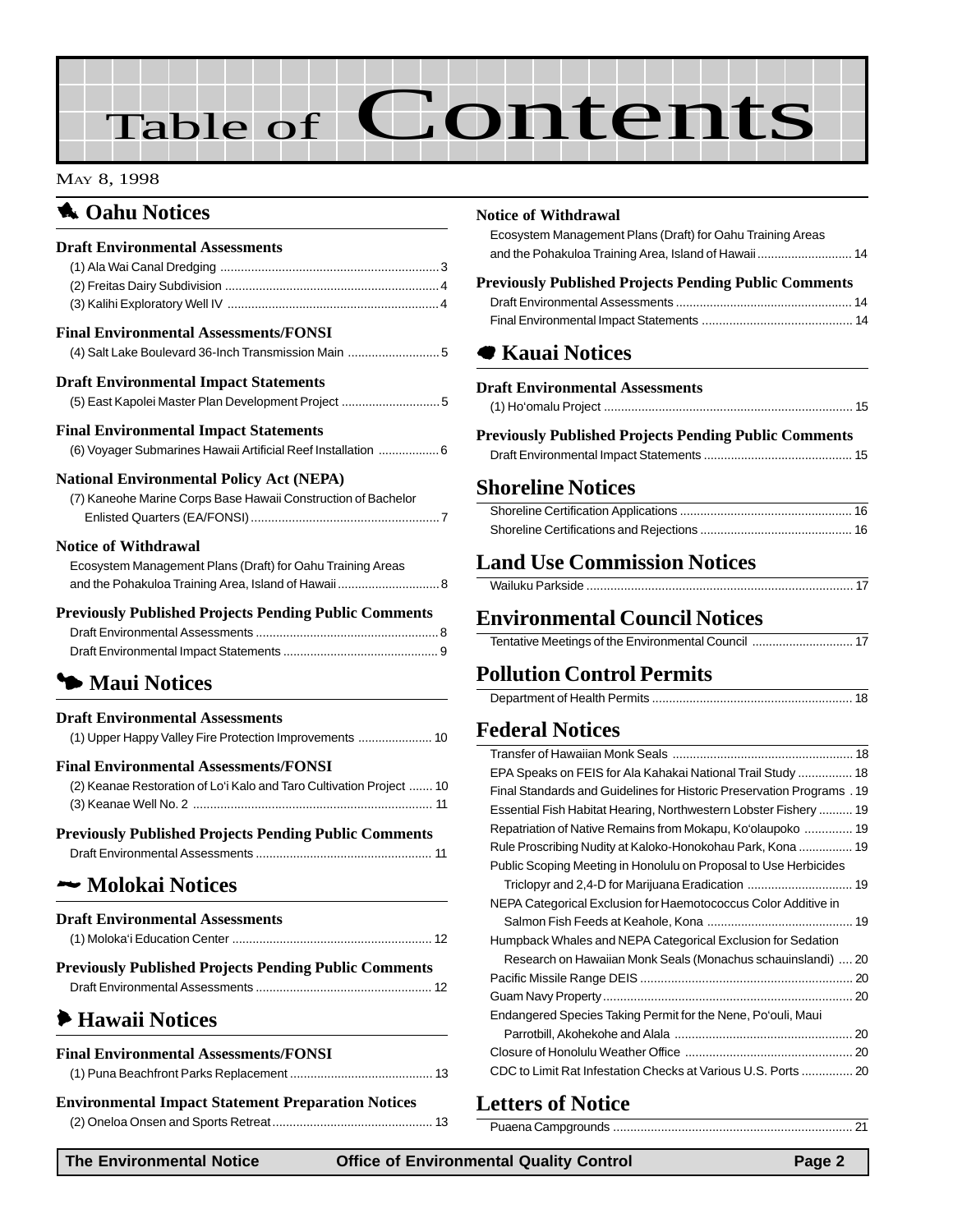# Table of Contents

May 8, 1998

## Oahu Notices

### Draft Environmental Assessments

(1) Ala Wai Canal Dredging ........ 3
(2) Freitas Dairy Subdivision ........ 4
(3) Kalihi Exploratory Well IV ........ 4

### Final Environmental Assessments/FONSI

(4) Salt Lake Boulevard 36-Inch Transmission Main ........ 5

### Draft Environmental Impact Statements

(5) East Kapolei Master Plan Development Project ........ 5

### Final Environmental Impact Statements

(6) Voyager Submarines Hawaii Artificial Reef Installation ........ 6

### National Environmental Policy Act (NEPA)

(7) Kaneohe Marine Corps Base Hawaii Construction of Bachelor Enlisted Quarters (EA/FONSI) ........ 7

### Notice of Withdrawal

Ecosystem Management Plans (Draft) for Oahu Training Areas and the Pohakuloa Training Area, Island of Hawaii ........ 8

### Previously Published Projects Pending Public Comments

Draft Environmental Assessments ........ 8
Draft Environmental Impact Statements ........ 9

## Maui Notices

### Draft Environmental Assessments

(1) Upper Happy Valley Fire Protection Improvements ........ 10

### Final Environmental Assessments/FONSI

(2) Keanae Restoration of Lo'i Kalo and Taro Cultivation Project ........ 10
(3) Keanae Well No. 2 ........ 11

### Previously Published Projects Pending Public Comments

Draft Environmental Assessments ........ 11

## Molokai Notices

### Draft Environmental Assessments

(1) Moloka'i Education Center ........ 12

### Previously Published Projects Pending Public Comments

Draft Environmental Assessments ........ 12

## Hawaii Notices

### Final Environmental Assessments/FONSI

(1) Puna Beachfront Parks Replacement ........ 13

### Environmental Impact Statement Preparation Notices

(2) Oneloa Onsen and Sports Retreat ........ 13

### Notice of Withdrawal

Ecosystem Management Plans (Draft) for Oahu Training Areas and the Pohakuloa Training Area, Island of Hawaii ........ 14

### Previously Published Projects Pending Public Comments

Draft Environmental Assessments ........ 14
Final Environmental Impact Statements ........ 14

## Kauai Notices

### Draft Environmental Assessments

(1) Ho'omalu Project ........ 15

### Previously Published Projects Pending Public Comments

Draft Environmental Impact Statements ........ 15

## Shoreline Notices

Shoreline Certification Applications ........ 16
Shoreline Certifications and Rejections ........ 16

## Land Use Commission Notices

Wailuku Parkside ........ 17

## Environmental Council Notices

Tentative Meetings of the Environmental Council ........ 17

## Pollution Control Permits

Department of Health Permits ........ 18

## Federal Notices

Transfer of Hawaiian Monk Seals ........ 18
EPA Speaks on FEIS for Ala Kahakai National Trail Study ........ 18
Final Standards and Guidelines for Historic Preservation Programs ........ 19
Essential Fish Habitat Hearing, Northwestern Lobster Fishery ........ 19
Repatriation of Native Remains from Mokapu, Ko'olaupoko ........ 19
Rule Proscribing Nudity at Kaloko-Honokohau Park, Kona ........ 19
Public Scoping Meeting in Honolulu on Proposal to Use Herbicides Triclopyr and 2,4-D for Marijuana Eradication ........ 19
NEPA Categorical Exclusion for Haemotococcus Color Additive in Salmon Fish Feeds at Keahole, Kona ........ 19
Humpback Whales and NEPA Categorical Exclusion for Sedation Research on Hawaiian Monk Seals (Monachus schauinslandi) ........ 20
Pacific Missile Range DEIS ........ 20
Guam Navy Property ........ 20
Endangered Species Taking Permit for the Nene, Po'ouli, Maui Parrotbill, Akohekohe and Alala ........ 20
Closure of Honolulu Weather Office ........ 20
CDC to Limit Rat Infestation Checks at Various U.S. Ports ........ 20

## Letters of Notice

Puaena Campgrounds ........ 21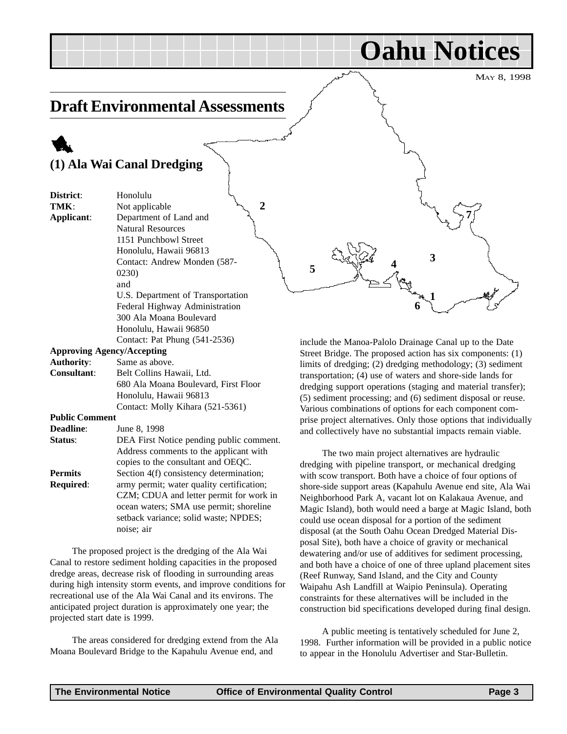# Oahu Notices

MAY 8, 1998

## Draft Environmental Assessments

### (1) Ala Wai Canal Dredging

| | |
|---|---|
| **District**: | Honolulu |
| **TMK**: | Not applicable |
| **Applicant**: | Department of Land and Natural Resources<br>1151 Punchbowl Street<br>Honolulu, Hawaii 96813<br>Contact: Andrew Monden (587-0230)<br>and<br>U.S. Department of Transportation<br>Federal Highway Administration<br>300 Ala Moana Boulevard<br>Honolulu, Hawaii 96850<br>Contact: Pat Phung (541-2536) |
| **Approving Agency/Accepting Authority**: | Same as above. |
| **Consultant**: | Belt Collins Hawaii, Ltd.<br>680 Ala Moana Boulevard, First Floor<br>Honolulu, Hawaii 96813<br>Contact: Molly Kihara (521-5361) |
| **Public Comment Deadline**: | June 8, 1998 |
| **Status**: | DEA First Notice pending public comment. Address comments to the applicant with copies to the consultant and OEQC. |
| **Permits Required**: | Section 4(f) consistency determination; army permit; water quality certification; CZM; CDUA and letter permit for work in ocean waters; SMA use permit; shoreline setback variance; solid waste; NPDES; noise; air |

The proposed project is the dredging of the Ala Wai Canal to restore sediment holding capacities in the proposed dredge areas, decrease risk of flooding in surrounding areas during high intensity storm events, and improve conditions for recreational use of the Ala Wai Canal and its environs. The anticipated project duration is approximately one year; the projected start date is 1999.

The areas considered for dredging extend from the Ala Moana Boulevard Bridge to the Kapahulu Avenue end, and include the Manoa-Palolo Drainage Canal up to the Date Street Bridge. The proposed action has six components: (1) limits of dredging; (2) dredging methodology; (3) sediment transportation; (4) use of waters and shore-side lands for dredging support operations (staging and material transfer); (5) sediment processing; and (6) sediment disposal or reuse. Various combinations of options for each component comprise project alternatives. Only those options that individually and collectively have no substantial impacts remain viable.

The two main project alternatives are hydraulic dredging with pipeline transport, or mechanical dredging with scow transport. Both have a choice of four options of shore-side support areas (Kapahulu Avenue end site, Ala Wai Neighborhood Park A, vacant lot on Kalakaua Avenue, and Magic Island), both would need a barge at Magic Island, both could use ocean disposal for a portion of the sediment disposal (at the South Oahu Ocean Dredged Material Disposal Site), both have a choice of gravity or mechanical dewatering and/or use of additives for sediment processing, and both have a choice of one of three upland placement sites (Reef Runway, Sand Island, and the City and County Waipahu Ash Landfill at Waipio Peninsula). Operating constraints for these alternatives will be included in the construction bid specifications developed during final design.

A public meeting is tentatively scheduled for June 2, 1998. Further information will be provided in a public notice to appear in the Honolulu Advertiser and Star-Bulletin.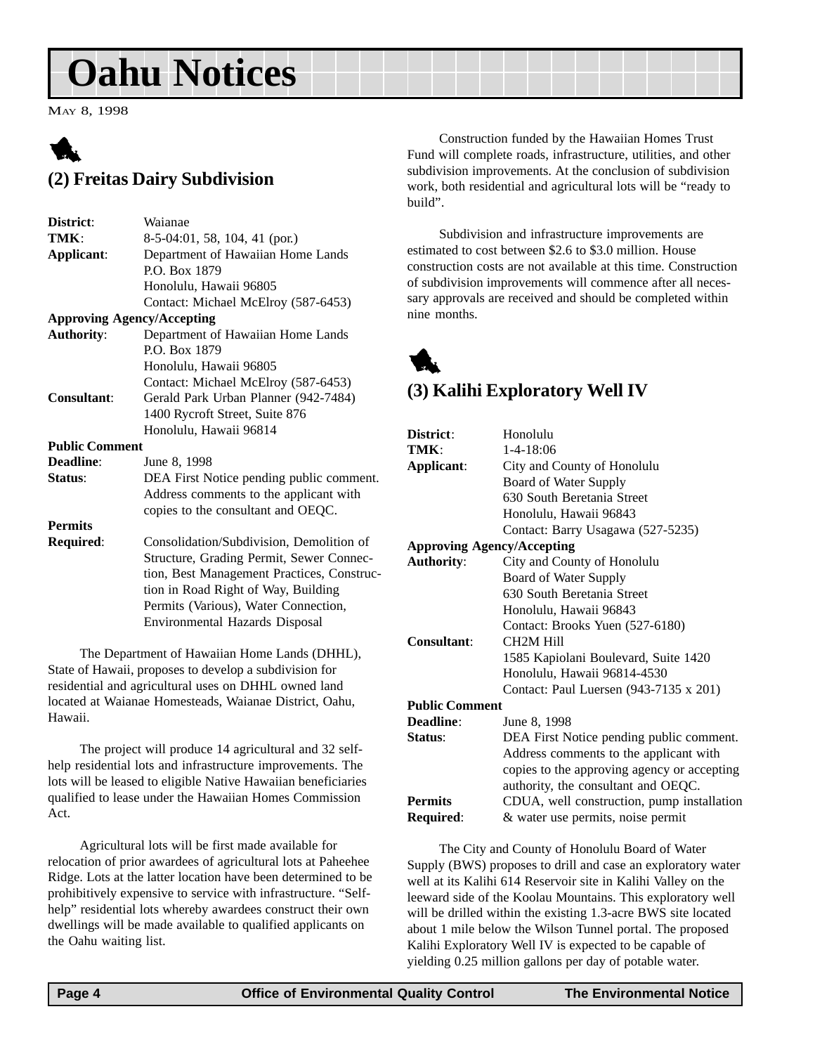# Oahu Notices

May 8, 1998

## (2) Freitas Dairy Subdivision

| | |
|---|---|
| **District**: | Waianae |
| **TMK**: | 8-5-04:01, 58, 104, 41 (por.) |
| **Applicant**: | Department of Hawaiian Home Lands<br>P.O. Box 1879<br>Honolulu, Hawaii 96805<br>Contact: Michael McElroy (587-6453) |
| **Approving Agency/Accepting Authority**: | Department of Hawaiian Home Lands<br>P.O. Box 1879<br>Honolulu, Hawaii 96805<br>Contact: Michael McElroy (587-6453) |
| **Consultant**: | Gerald Park Urban Planner (942-7484)<br>1400 Rycroft Street, Suite 876<br>Honolulu, Hawaii 96814 |
| **Public Comment Deadline**: | June 8, 1998 |
| **Status**: | DEA First Notice pending public comment. Address comments to the applicant with copies to the consultant and OEQC. |
| **Permits Required**: | Consolidation/Subdivision, Demolition of Structure, Grading Permit, Sewer Connection, Best Management Practices, Construction in Road Right of Way, Building Permits (Various), Water Connection, Environmental Hazards Disposal |

The Department of Hawaiian Home Lands (DHHL), State of Hawaii, proposes to develop a subdivision for residential and agricultural uses on DHHL owned land located at Waianae Homesteads, Waianae District, Oahu, Hawaii.

The project will produce 14 agricultural and 32 self-help residential lots and infrastructure improvements. The lots will be leased to eligible Native Hawaiian beneficiaries qualified to lease under the Hawaiian Homes Commission Act.

Agricultural lots will be first made available for relocation of prior awardees of agricultural lots at Paheehee Ridge. Lots at the latter location have been determined to be prohibitively expensive to service with infrastructure. "Self-help" residential lots whereby awardees construct their own dwellings will be made available to qualified applicants on the Oahu waiting list.

Construction funded by the Hawaiian Homes Trust Fund will complete roads, infrastructure, utilities, and other subdivision improvements. At the conclusion of subdivision work, both residential and agricultural lots will be "ready to build".

Subdivision and infrastructure improvements are estimated to cost between $2.6 to $3.0 million. House construction costs are not available at this time. Construction of subdivision improvements will commence after all necessary approvals are received and should be completed within nine months.

## (3) Kalihi Exploratory Well IV

| | |
|---|---|
| **District**: | Honolulu |
| **TMK**: | 1-4-18:06 |
| **Applicant**: | City and County of Honolulu<br>Board of Water Supply<br>630 South Beretania Street<br>Honolulu, Hawaii 96843<br>Contact: Barry Usagawa (527-5235) |
| **Approving Agency/Accepting Authority**: | City and County of Honolulu<br>Board of Water Supply<br>630 South Beretania Street<br>Honolulu, Hawaii 96843<br>Contact: Brooks Yuen (527-6180) |
| **Consultant**: | CH2M Hill<br>1585 Kapiolani Boulevard, Suite 1420<br>Honolulu, Hawaii 96814-4530<br>Contact: Paul Luersen (943-7135 x 201) |
| **Public Comment Deadline**: | June 8, 1998 |
| **Status**: | DEA First Notice pending public comment. Address comments to the applicant with copies to the approving agency or accepting authority, the consultant and OEQC. |
| **Permits Required**: | CDUA, well construction, pump installation & water use permits, noise permit |

The City and County of Honolulu Board of Water Supply (BWS) proposes to drill and case an exploratory water well at its Kalihi 614 Reservoir site in Kalihi Valley on the leeward side of the Koolau Mountains. This exploratory well will be drilled within the existing 1.3-acre BWS site located about 1 mile below the Wilson Tunnel portal. The proposed Kalihi Exploratory Well IV is expected to be capable of yielding 0.25 million gallons per day of potable water.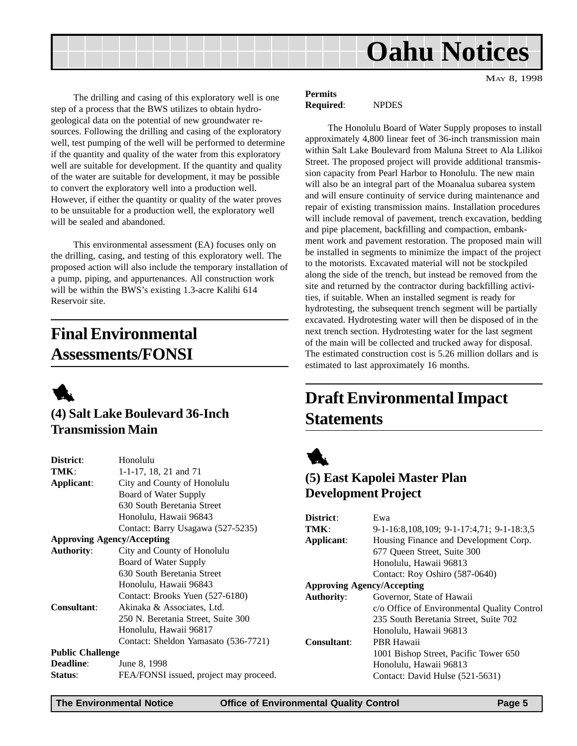The drilling and casing of this exploratory well is one step of a process that the BWS utilizes to obtain hydrogeological data on the potential of new groundwater resources. Following the drilling and casing of the exploratory well, test pumping of the well will be performed to determine if the quantity and quality of the water from this exploratory well are suitable for development. If the quantity and quality of the water are suitable for development, it may be possible to convert the exploratory well into a production well. However, if either the quantity or quality of the water proves to be unsuitable for a production well, the exploratory well will be sealed and abandoned.

This environmental assessment (EA) focuses only on the drilling, casing, and testing of this exploratory well. The proposed action will also include the temporary installation of a pump, piping, and appurtenances. All construction work will be within the BWS's existing 1.3-acre Kalihi 614 Reservoir site.

## Final Environmental Assessments/FONSI

### (4) Salt Lake Boulevard 36-Inch Transmission Main

**District**: Honolulu
**TMK**: 1-1-17, 18, 21 and 71
**Applicant**: City and County of Honolulu
Board of Water Supply
630 South Beretania Street
Honolulu, Hawaii 96843
Contact: Barry Usagawa (527-5235)
**Approving Agency/Accepting Authority**: City and County of Honolulu
Board of Water Supply
630 South Beretania Street
Honolulu, Hawaii 96843
Contact: Brooks Yuen (527-6180)
**Consultant**: Akinaka & Associates, Ltd.
250 N. Beretania Street, Suite 300
Honolulu, Hawaii 96817
Contact: Sheldon Yamasato (536-7721)
**Public Challenge Deadline**: June 8, 1998
**Status**: FEA/FONSI issued, project may proceed.
**Permits Required**: NPDES

The Honolulu Board of Water Supply proposes to install approximately 4,800 linear feet of 36-inch transmission main within Salt Lake Boulevard from Maluna Street to Ala Lilikoi Street. The proposed project will provide additional transmission capacity from Pearl Harbor to Honolulu. The new main will also be an integral part of the Moanalua subarea system and will ensure continuity of service during maintenance and repair of existing transmission mains. Installation procedures will include removal of pavement, trench excavation, bedding and pipe placement, backfilling and compaction, embankment work and pavement restoration. The proposed main will be installed in segments to minimize the impact of the project to the motorists. Excavated material will not be stockpiled along the side of the trench, but instead be removed from the site and returned by the contractor during backfilling activities, if suitable. When an installed segment is ready for hydrotesting, the subsequent trench segment will be partially excavated. Hydrotesting water will then be disposed of in the next trench section. Hydrotesting water for the last segment of the main will be collected and trucked away for disposal. The estimated construction cost is 5.26 million dollars and is estimated to last approximately 16 months.

## Draft Environmental Impact Statements

### (5) East Kapolei Master Plan Development Project

**District**: Ewa
**TMK**: 9-1-16:8,108,109; 9-1-17:4,71; 9-1-18:3,5
**Applicant**: Housing Finance and Development Corp.
677 Queen Street, Suite 300
Honolulu, Hawaii 96813
Contact: Roy Oshiro (587-0640)
**Approving Agency/Accepting Authority**: Governor, State of Hawaii
c/o Office of Environmental Quality Control
235 South Beretania Street, Suite 702
Honolulu, Hawaii 96813
**Consultant**: PBR Hawaii
1001 Bishop Street, Pacific Tower 650
Honolulu, Hawaii 96813
Contact: David Hulse (521-5631)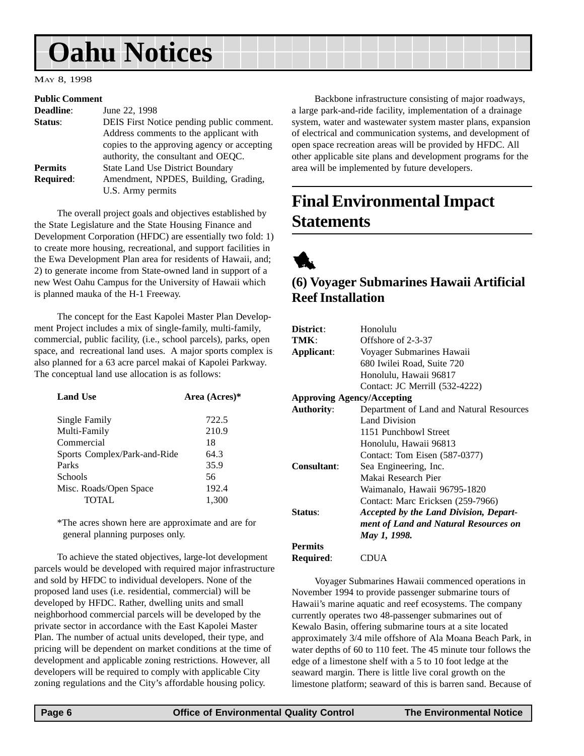# Oahu Notices

May 8, 1998

| | |
|---|---|
| **Public Comment Deadline**: | June 22, 1998 |
| **Status**: | DEIS First Notice pending public comment. Address comments to the applicant with copies to the approving agency or accepting authority, the consultant and OEQC. |
| **Permits Required**: | State Land Use District Boundary Amendment, NPDES, Building, Grading, U.S. Army permits |

The overall project goals and objectives established by the State Legislature and the State Housing Finance and Development Corporation (HFDC) are essentially two fold: 1) to create more housing, recreational, and support facilities in the Ewa Development Plan area for residents of Hawaii, and; 2) to generate income from State-owned land in support of a new West Oahu Campus for the University of Hawaii which is planned mauka of the H-1 Freeway.

The concept for the East Kapolei Master Plan Development Project includes a mix of single-family, multi-family, commercial, public facility, (i.e., school parcels), parks, open space, and recreational land uses. A major sports complex is also planned for a 63 acre parcel makai of Kapolei Parkway. The conceptual land use allocation is as follows:

| Land Use | Area (Acres)* |
|---|---|
| Single Family | 722.5 |
| Multi-Family | 210.9 |
| Commercial | 18 |
| Sports Complex/Park-and-Ride | 64.3 |
| Parks | 35.9 |
| Schools | 56 |
| Misc. Roads/Open Space | 192.4 |
| TOTAL | 1,300 |

*The acres shown here are approximate and are for general planning purposes only.

To achieve the stated objectives, large-lot development parcels would be developed with required major infrastructure and sold by HFDC to individual developers. None of the proposed land uses (i.e. residential, commercial) will be developed by HFDC. Rather, dwelling units and small neighborhood commercial parcels will be developed by the private sector in accordance with the East Kapolei Master Plan. The number of actual units developed, their type, and pricing will be dependent on market conditions at the time of development and applicable zoning restrictions. However, all developers will be required to comply with applicable City zoning regulations and the City's affordable housing policy.

Backbone infrastructure consisting of major roadways, a large park-and-ride facility, implementation of a drainage system, water and wastewater system master plans, expansion of electrical and communication systems, and development of open space recreation areas will be provided by HFDC. All other applicable site plans and development programs for the area will be implemented by future developers.

## Final Environmental Impact Statements

### (6) Voyager Submarines Hawaii Artificial Reef Installation

| | |
|---|---|
| **District**: | Honolulu |
| **TMK**: | Offshore of 2-3-37 |
| **Applicant**: | Voyager Submarines Hawaii<br>680 Iwilei Road, Suite 720<br>Honolulu, Hawaii 96817<br>Contact: JC Merrill (532-4222) |
| **Approving Agency/Accepting Authority**: | Department of Land and Natural Resources<br>Land Division<br>1151 Punchbowl Street<br>Honolulu, Hawaii 96813<br>Contact: Tom Eisen (587-0377) |
| **Consultant**: | Sea Engineering, Inc.<br>Makai Research Pier<br>Waimanalo, Hawaii 96795-1820<br>Contact: Marc Ericksen (259-7966) |
| **Status**: | ***Accepted by the Land Division, Department of Land and Natural Resources on May 1, 1998.*** |
| **Permits Required**: | CDUA |

Voyager Submarines Hawaii commenced operations in November 1994 to provide passenger submarine tours of Hawaii's marine aquatic and reef ecosystems. The company currently operates two 48-passenger submarines out of Kewalo Basin, offering submarine tours at a site located approximately 3/4 mile offshore of Ala Moana Beach Park, in water depths of 60 to 110 feet. The 45 minute tour follows the edge of a limestone shelf with a 5 to 10 foot ledge at the seaward margin. There is little live coral growth on the limestone platform; seaward of this is barren sand. Because of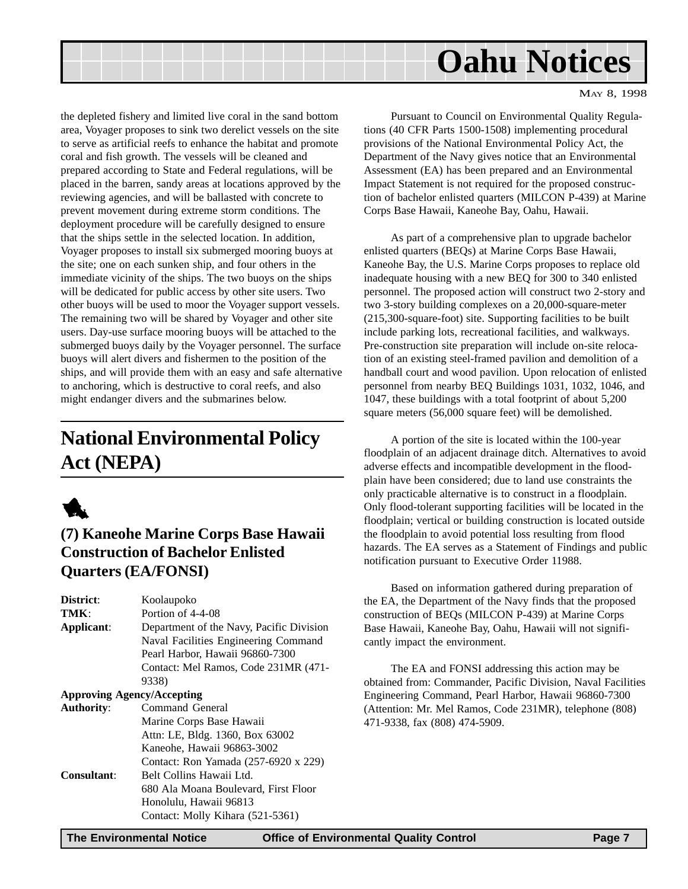the depleted fishery and limited live coral in the sand bottom area, Voyager proposes to sink two derelict vessels on the site to serve as artificial reefs to enhance the habitat and promote coral and fish growth. The vessels will be cleaned and prepared according to State and Federal regulations, will be placed in the barren, sandy areas at locations approved by the reviewing agencies, and will be ballasted with concrete to prevent movement during extreme storm conditions. The deployment procedure will be carefully designed to ensure that the ships settle in the selected location. In addition, Voyager proposes to install six submerged mooring buoys at the site; one on each sunken ship, and four others in the immediate vicinity of the ships. The two buoys on the ships will be dedicated for public access by other site users. Two other buoys will be used to moor the Voyager support vessels. The remaining two will be shared by Voyager and other site users. Day-use surface mooring buoys will be attached to the submerged buoys daily by the Voyager personnel. The surface buoys will alert divers and fishermen to the position of the ships, and will provide them with an easy and safe alternative to anchoring, which is destructive to coral reefs, and also might endanger divers and the submarines below.

# National Environmental Policy Act (NEPA)

## (7) Kaneohe Marine Corps Base Hawaii Construction of Bachelor Enlisted Quarters (EA/FONSI)

**District**: Koolaupoko
**TMK**: Portion of 4-4-08
**Applicant**: Department of the Navy, Pacific Division
Naval Facilities Engineering Command
Pearl Harbor, Hawaii 96860-7300
Contact: Mel Ramos, Code 231MR (471-9338)
**Approving Agency/Accepting Authority**: Command General
Marine Corps Base Hawaii
Attn: LE, Bldg. 1360, Box 63002
Kaneohe, Hawaii 96863-3002
Contact: Ron Yamada (257-6920 x 229)
**Consultant**: Belt Collins Hawaii Ltd.
680 Ala Moana Boulevard, First Floor
Honolulu, Hawaii 96813
Contact: Molly Kihara (521-5361)

Pursuant to Council on Environmental Quality Regulations (40 CFR Parts 1500-1508) implementing procedural provisions of the National Environmental Policy Act, the Department of the Navy gives notice that an Environmental Assessment (EA) has been prepared and an Environmental Impact Statement is not required for the proposed construction of bachelor enlisted quarters (MILCON P-439) at Marine Corps Base Hawaii, Kaneohe Bay, Oahu, Hawaii.

As part of a comprehensive plan to upgrade bachelor enlisted quarters (BEQs) at Marine Corps Base Hawaii, Kaneohe Bay, the U.S. Marine Corps proposes to replace old inadequate housing with a new BEQ for 300 to 340 enlisted personnel. The proposed action will construct two 2-story and two 3-story building complexes on a 20,000-square-meter (215,300-square-foot) site. Supporting facilities to be built include parking lots, recreational facilities, and walkways. Pre-construction site preparation will include on-site relocation of an existing steel-framed pavilion and demolition of a handball court and wood pavilion. Upon relocation of enlisted personnel from nearby BEQ Buildings 1031, 1032, 1046, and 1047, these buildings with a total footprint of about 5,200 square meters (56,000 square feet) will be demolished.

A portion of the site is located within the 100-year floodplain of an adjacent drainage ditch. Alternatives to avoid adverse effects and incompatible development in the floodplain have been considered; due to land use constraints the only practicable alternative is to construct in a floodplain. Only flood-tolerant supporting facilities will be located in the floodplain; vertical or building construction is located outside the floodplain to avoid potential loss resulting from flood hazards. The EA serves as a Statement of Findings and public notification pursuant to Executive Order 11988.

Based on information gathered during preparation of the EA, the Department of the Navy finds that the proposed construction of BEQs (MILCON P-439) at Marine Corps Base Hawaii, Kaneohe Bay, Oahu, Hawaii will not significantly impact the environment.

The EA and FONSI addressing this action may be obtained from: Commander, Pacific Division, Naval Facilities Engineering Command, Pearl Harbor, Hawaii 96860-7300 (Attention: Mr. Mel Ramos, Code 231MR), telephone (808) 471-9338, fax (808) 474-5909.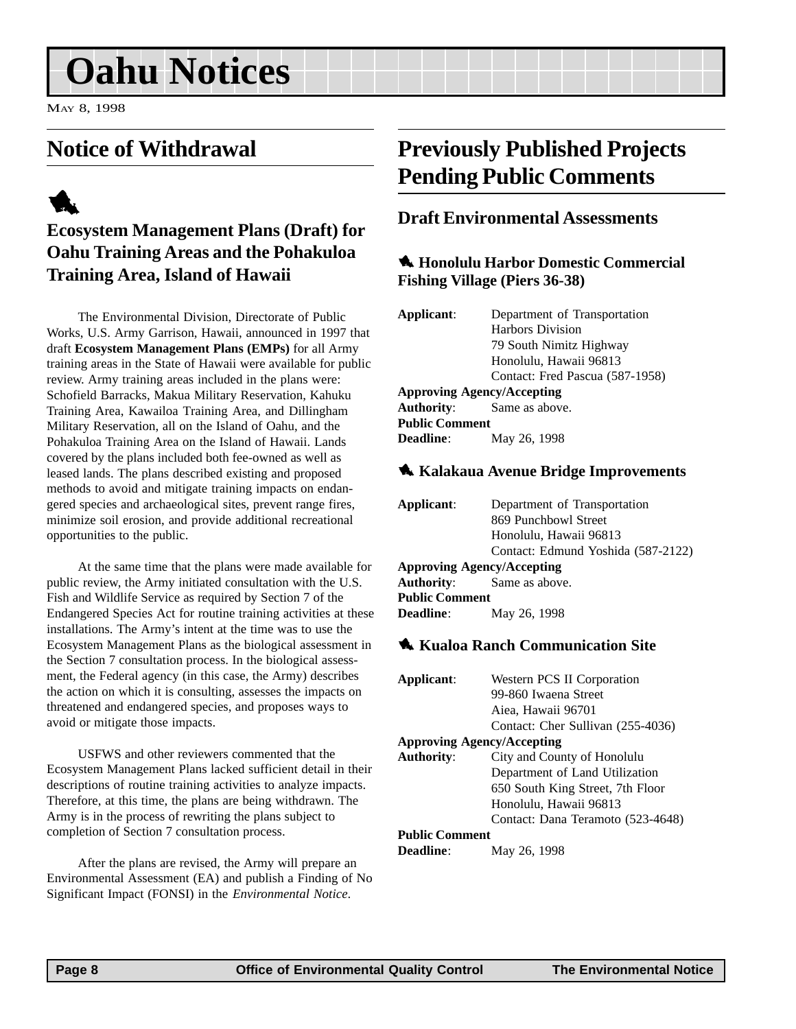# Oahu Notices

May 8, 1998

## Notice of Withdrawal

### Ecosystem Management Plans (Draft) for Oahu Training Areas and the Pohakuloa Training Area, Island of Hawaii

The Environmental Division, Directorate of Public Works, U.S. Army Garrison, Hawaii, announced in 1997 that draft **Ecosystem Management Plans (EMPs)** for all Army training areas in the State of Hawaii were available for public review. Army training areas included in the plans were: Schofield Barracks, Makua Military Reservation, Kahuku Training Area, Kawailoa Training Area, and Dillingham Military Reservation, all on the Island of Oahu, and the Pohakuloa Training Area on the Island of Hawaii. Lands covered by the plans included both fee-owned as well as leased lands. The plans described existing and proposed methods to avoid and mitigate training impacts on endangered species and archaeological sites, prevent range fires, minimize soil erosion, and provide additional recreational opportunities to the public.

At the same time that the plans were made available for public review, the Army initiated consultation with the U.S. Fish and Wildlife Service as required by Section 7 of the Endangered Species Act for routine training activities at these installations. The Army's intent at the time was to use the Ecosystem Management Plans as the biological assessment in the Section 7 consultation process. In the biological assessment, the Federal agency (in this case, the Army) describes the action on which it is consulting, assesses the impacts on threatened and endangered species, and proposes ways to avoid or mitigate those impacts.

USFWS and other reviewers commented that the Ecosystem Management Plans lacked sufficient detail in their descriptions of routine training activities to analyze impacts. Therefore, at this time, the plans are being withdrawn. The Army is in the process of rewriting the plans subject to completion of Section 7 consultation process.

After the plans are revised, the Army will prepare an Environmental Assessment (EA) and publish a Finding of No Significant Impact (FONSI) in the *Environmental Notice*.

## Previously Published Projects Pending Public Comments

### Draft Environmental Assessments

#### Honolulu Harbor Domestic Commercial Fishing Village (Piers 36-38)

**Applicant**: Department of Transportation
Harbors Division
79 South Nimitz Highway
Honolulu, Hawaii 96813
Contact: Fred Pascua (587-1958)

**Approving Agency/Accepting Authority**: Same as above.

**Public Comment Deadline**: May 26, 1998

#### Kalakaua Avenue Bridge Improvements

**Applicant**: Department of Transportation
869 Punchbowl Street
Honolulu, Hawaii 96813
Contact: Edmund Yoshida (587-2122)

**Approving Agency/Accepting Authority**: Same as above.

**Public Comment Deadline**: May 26, 1998

#### Kualoa Ranch Communication Site

**Applicant**: Western PCS II Corporation
99-860 Iwaena Street
Aiea, Hawaii 96701
Contact: Cher Sullivan (255-4036)

**Approving Agency/Accepting Authority**: City and County of Honolulu
Department of Land Utilization
650 South King Street, 7th Floor
Honolulu, Hawaii 96813
Contact: Dana Teramoto (523-4648)

**Public Comment Deadline**: May 26, 1998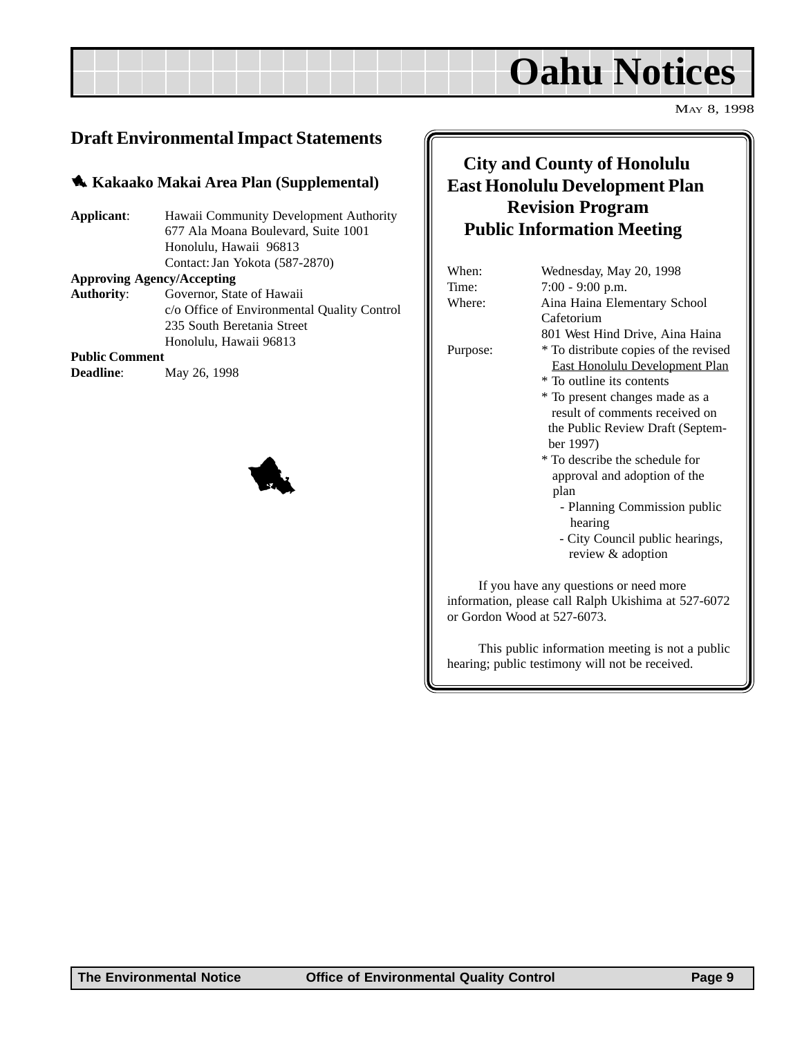# Oahu Notices

MAY 8, 1998

## Draft Environmental Impact Statements

### Kakaako Makai Area Plan (Supplemental)

**Applicant**: Hawaii Community Development Authority
677 Ala Moana Boulevard, Suite 1001
Honolulu, Hawaii 96813
Contact: Jan Yokota (587-2870)

**Approving Agency/Accepting Authority**: Governor, State of Hawaii
c/o Office of Environmental Quality Control
235 South Beretania Street
Honolulu, Hawaii 96813

**Public Comment Deadline**: May 26, 1998

## City and County of Honolulu East Honolulu Development Plan Revision Program Public Information Meeting

When: Wednesday, May 20, 1998

Time: 7:00 - 9:00 p.m.

Where: Aina Haina Elementary School Cafetorium
801 West Hind Drive, Aina Haina

Purpose:
* To distribute copies of the revised East Honolulu Development Plan
* To outline its contents
* To present changes made as a result of comments received on the Public Review Draft (September 1997)
* To describe the schedule for approval and adoption of the plan
  - Planning Commission public hearing
  - City Council public hearings, review & adoption

If you have any questions or need more information, please call Ralph Ukishima at 527-6072 or Gordon Wood at 527-6073.

This public information meeting is not a public hearing; public testimony will not be received.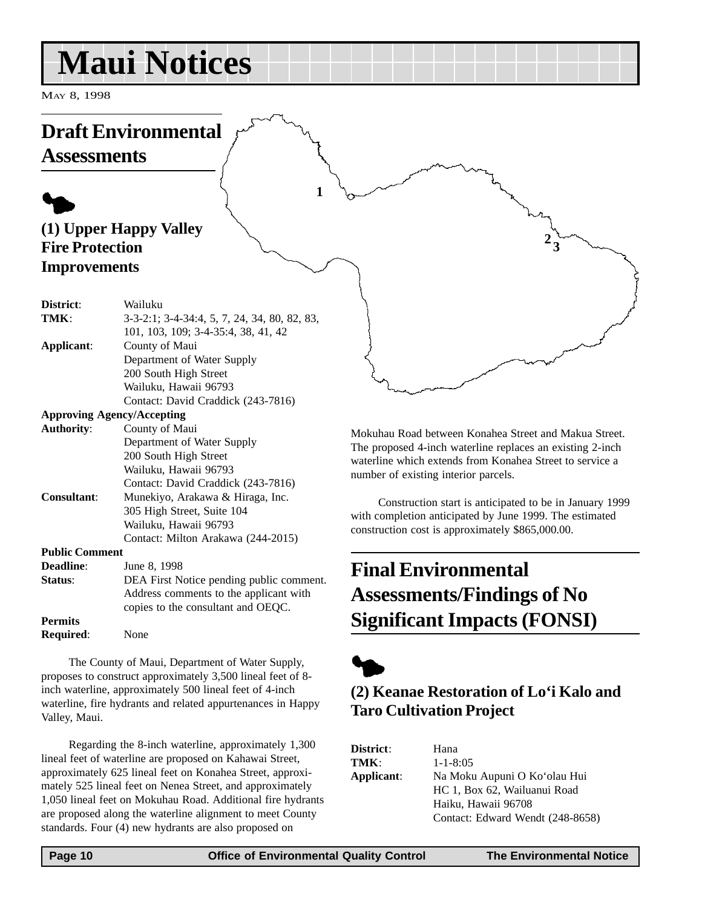# Maui Notices

May 8, 1998

## Draft Environmental Assessments

1

2 3

### (1) Upper Happy Valley Fire Protection Improvements

| | |
|---|---|
| **District**: | Wailuku |
| **TMK**: | 3-3-2:1; 3-4-34:4, 5, 7, 24, 34, 80, 82, 83, 101, 103, 109; 3-4-35:4, 38, 41, 42 |
| **Applicant**: | County of Maui<br>Department of Water Supply<br>200 South High Street<br>Wailuku, Hawaii 96793<br>Contact: David Craddick (243-7816) |
| **Approving Agency/Accepting Authority**: | County of Maui<br>Department of Water Supply<br>200 South High Street<br>Wailuku, Hawaii 96793<br>Contact: David Craddick (243-7816) |
| **Consultant**: | Munekiyo, Arakawa & Hiraga, Inc.<br>305 High Street, Suite 104<br>Wailuku, Hawaii 96793<br>Contact: Milton Arakawa (244-2015) |
| **Public Comment Deadline**: | June 8, 1998 |
| **Status**: | DEA First Notice pending public comment. Address comments to the applicant with copies to the consultant and OEQC. |
| **Permits Required**: | None |

The County of Maui, Department of Water Supply, proposes to construct approximately 3,500 lineal feet of 8-inch waterline, approximately 500 lineal feet of 4-inch waterline, fire hydrants and related appurtenances in Happy Valley, Maui.

Regarding the 8-inch waterline, approximately 1,300 lineal feet of waterline are proposed on Kahawai Street, approximately 625 lineal feet on Konahea Street, approximately 525 lineal feet on Nenea Street, and approximately 1,050 lineal feet on Mokuhau Road. Additional fire hydrants are proposed along the waterline alignment to meet County standards. Four (4) new hydrants are also proposed on Mokuhau Road between Konahea Street and Makua Street. The proposed 4-inch waterline replaces an existing 2-inch waterline which extends from Konahea Street to service a number of existing interior parcels.

Construction start is anticipated to be in January 1999 with completion anticipated by June 1999. The estimated construction cost is approximately $865,000.00.

## Final Environmental Assessments/Findings of No Significant Impacts (FONSI)

### (2) Keanae Restoration of Lo‘i Kalo and Taro Cultivation Project

| | |
|---|---|
| **District**: | Hana |
| **TMK**: | 1-1-8:05 |
| **Applicant**: | Na Moku Aupuni O Ko‘olau Hui<br>HC 1, Box 62, Wailuanui Road<br>Haiku, Hawaii 96708<br>Contact: Edward Wendt (248-8658) |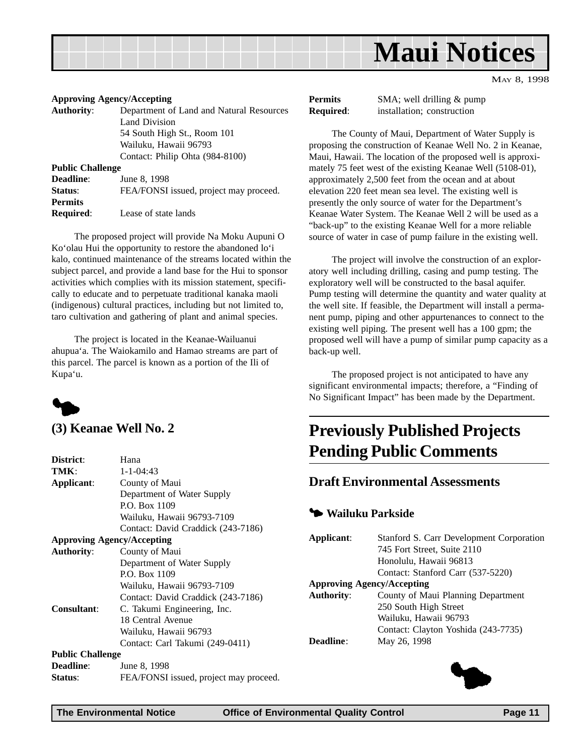**Approving Agency/Accepting**

| | |
|---|---|
| **Authority**: | Department of Land and Natural Resources<br>Land Division<br>54 South High St., Room 101<br>Wailuku, Hawaii 96793<br>Contact: Philip Ohta (984-8100) |

**Public Challenge**

| | |
|---|---|
| **Deadline**: | June 8, 1998 |
| **Status**: | FEA/FONSI issued, project may proceed. |
| **Permits Required**: | Lease of state lands |

The proposed project will provide Na Moku Aupuni O Ko'olau Hui the opportunity to restore the abandoned lo'i kalo, continued maintenance of the streams located within the subject parcel, and provide a land base for the Hui to sponsor activities which complies with its mission statement, specifically to educate and to perpetuate traditional kanaka maoli (indigenous) cultural practices, including but not limited to, taro cultivation and gathering of plant and animal species.

The project is located in the Keanae-Wailuanui ahupua'a. The Waiokamilo and Hamao streams are part of this parcel. The parcel is known as a portion of the Ili of Kupa'u.

### (3) Keanae Well No. 2

| | |
|---|---|
| **District**: | Hana |
| **TMK**: | 1-1-04:43 |
| **Applicant**: | County of Maui<br>Department of Water Supply<br>P.O. Box 1109<br>Wailuku, Hawaii 96793-7109<br>Contact: David Craddick (243-7186) |

**Approving Agency/Accepting**

| | |
|---|---|
| **Authority**: | County of Maui<br>Department of Water Supply<br>P.O. Box 1109<br>Wailuku, Hawaii 96793-7109<br>Contact: David Craddick (243-7186) |
| **Consultant**: | C. Takumi Engineering, Inc.<br>18 Central Avenue<br>Wailuku, Hawaii 96793<br>Contact: Carl Takumi (249-0411) |

**Public Challenge**

| | |
|---|---|
| **Deadline**: | June 8, 1998 |
| **Status**: | FEA/FONSI issued, project may proceed. |
| **Permits Required**: | SMA; well drilling & pump installation; construction |

The County of Maui, Department of Water Supply is proposing the construction of Keanae Well No. 2 in Keanae, Maui, Hawaii. The location of the proposed well is approximately 75 feet west of the existing Keanae Well (5108-01), approximately 2,500 feet from the ocean and at about elevation 220 feet mean sea level. The existing well is presently the only source of water for the Department's Keanae Water System. The Keanae Well 2 will be used as a "back-up" to the existing Keanae Well for a more reliable source of water in case of pump failure in the existing well.

The project will involve the construction of an exploratory well including drilling, casing and pump testing. The exploratory well will be constructed to the basal aquifer. Pump testing will determine the quantity and water quality at the well site. If feasible, the Department will install a permanent pump, piping and other appurtenances to connect to the existing well piping. The present well has a 100 gpm; the proposed well will have a pump of similar pump capacity as a back-up well.

The proposed project is not anticipated to have any significant environmental impacts; therefore, a "Finding of No Significant Impact" has been made by the Department.

## Previously Published Projects Pending Public Comments

### Draft Environmental Assessments

#### Wailuku Parkside

| | |
|---|---|
| **Applicant**: | Stanford S. Carr Development Corporation<br>745 Fort Street, Suite 2110<br>Honolulu, Hawaii 96813<br>Contact: Stanford Carr (537-5220) |

**Approving Agency/Accepting**

| | |
|---|---|
| **Authority**: | County of Maui Planning Department<br>250 South High Street<br>Wailuku, Hawaii 96793<br>Contact: Clayton Yoshida (243-7735) |
| **Deadline**: | May 26, 1998 |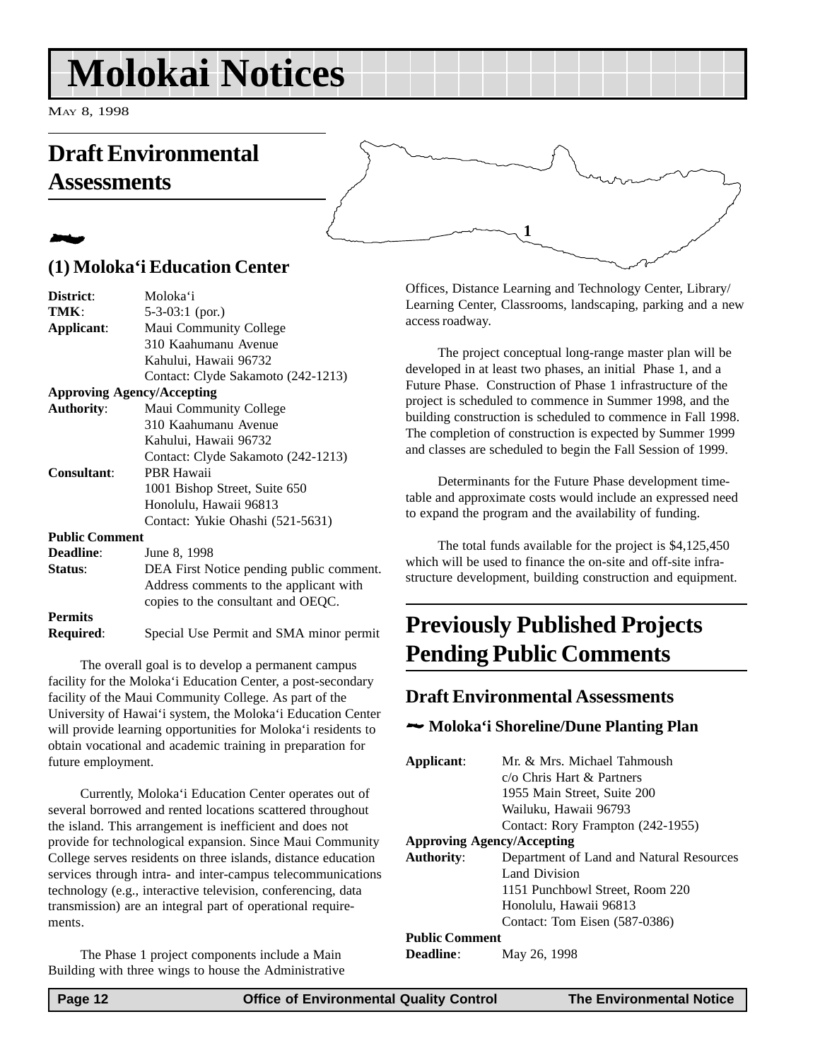# Molokai Notices

May 8, 1998

## Draft Environmental Assessments

1

### (1) Moloka'i Education Center

**District**: Moloka'i
**TMK**: 5-3-03:1 (por.)
**Applicant**: Maui Community College
310 Kaahumanu Avenue
Kahului, Hawaii 96732
Contact: Clyde Sakamoto (242-1213)
**Approving Agency/Accepting Authority**: Maui Community College
310 Kaahumanu Avenue
Kahului, Hawaii 96732
Contact: Clyde Sakamoto (242-1213)
**Consultant**: PBR Hawaii
1001 Bishop Street, Suite 650
Honolulu, Hawaii 96813
Contact: Yukie Ohashi (521-5631)
**Public Comment Deadline**: June 8, 1998
**Status**: DEA First Notice pending public comment. Address comments to the applicant with copies to the consultant and OEQC.
**Permits Required**: Special Use Permit and SMA minor permit

The overall goal is to develop a permanent campus facility for the Moloka'i Education Center, a post-secondary facility of the Maui Community College. As part of the University of Hawai'i system, the Moloka'i Education Center will provide learning opportunities for Moloka'i residents to obtain vocational and academic training in preparation for future employment.

Currently, Moloka'i Education Center operates out of several borrowed and rented locations scattered throughout the island. This arrangement is inefficient and does not provide for technological expansion. Since Maui Community College serves residents on three islands, distance education services through intra- and inter-campus telecommunications technology (e.g., interactive television, conferencing, data transmission) are an integral part of operational requirements.

The Phase 1 project components include a Main Building with three wings to house the Administrative Offices, Distance Learning and Technology Center, Library/Learning Center, Classrooms, landscaping, parking and a new access roadway.

The project conceptual long-range master plan will be developed in at least two phases, an initial Phase 1, and a Future Phase. Construction of Phase 1 infrastructure of the project is scheduled to commence in Summer 1998, and the building construction is scheduled to commence in Fall 1998. The completion of construction is expected by Summer 1999 and classes are scheduled to begin the Fall Session of 1999.

Determinants for the Future Phase development timetable and approximate costs would include an expressed need to expand the program and the availability of funding.

The total funds available for the project is $4,125,450 which will be used to finance the on-site and off-site infrastructure development, building construction and equipment.

## Previously Published Projects Pending Public Comments

### Draft Environmental Assessments

#### Moloka'i Shoreline/Dune Planting Plan

**Applicant**: Mr. & Mrs. Michael Tahmoush
c/o Chris Hart & Partners
1955 Main Street, Suite 200
Wailuku, Hawaii 96793
Contact: Rory Frampton (242-1955)
**Approving Agency/Accepting Authority**: Department of Land and Natural Resources
Land Division
1151 Punchbowl Street, Room 220
Honolulu, Hawaii 96813
Contact: Tom Eisen (587-0386)
**Public Comment Deadline**: May 26, 1998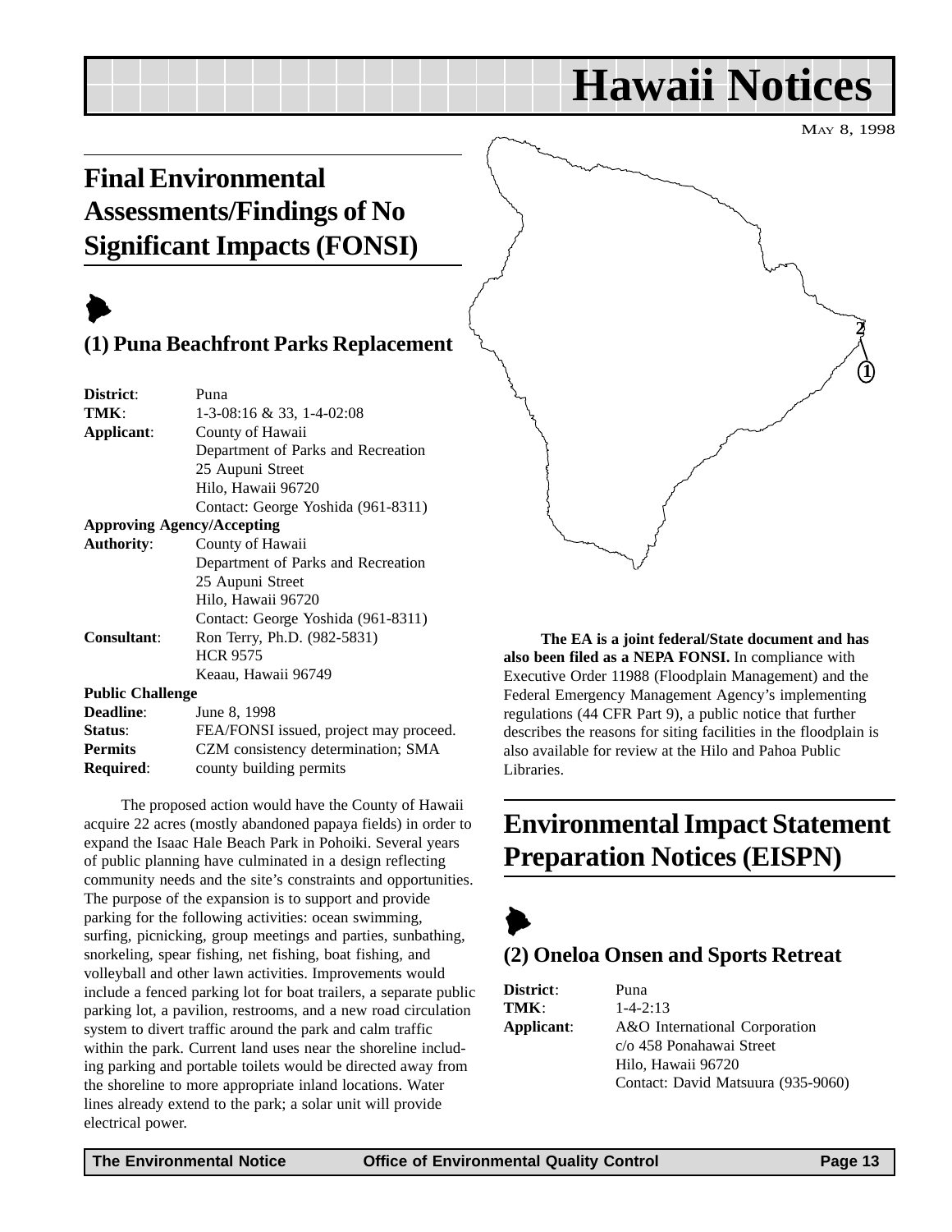MAY 8, 1998

## Final Environmental Assessments/Findings of No Significant Impacts (FONSI)

### (1) Puna Beachfront Parks Replacement

| | |
|---|---|
| **District**: | Puna |
| **TMK**: | 1-3-08:16 & 33, 1-4-02:08 |
| **Applicant**: | County of Hawaii<br>Department of Parks and Recreation<br>25 Aupuni Street<br>Hilo, Hawaii 96720<br>Contact: George Yoshida (961-8311) |
| **Approving Agency/Accepting Authority**: | County of Hawaii<br>Department of Parks and Recreation<br>25 Aupuni Street<br>Hilo, Hawaii 96720<br>Contact: George Yoshida (961-8311) |
| **Consultant**: | Ron Terry, Ph.D. (982-5831)<br>HCR 9575<br>Keaau, Hawaii 96749 |
| **Public Challenge Deadline**: | June 8, 1998 |
| **Status**: | FEA/FONSI issued, project may proceed. |
| **Permits Required**: | CZM consistency determination; SMA county building permits |

The proposed action would have the County of Hawaii acquire 22 acres (mostly abandoned papaya fields) in order to expand the Isaac Hale Beach Park in Pohoiki. Several years of public planning have culminated in a design reflecting community needs and the site's constraints and opportunities. The purpose of the expansion is to support and provide parking for the following activities: ocean swimming, surfing, picnicking, group meetings and parties, sunbathing, snorkeling, spear fishing, net fishing, boat fishing, and volleyball and other lawn activities. Improvements would include a fenced parking lot for boat trailers, a separate public parking lot, a pavilion, restrooms, and a new road circulation system to divert traffic around the park and calm traffic within the park. Current land uses near the shoreline including parking and portable toilets would be directed away from the shoreline to more appropriate inland locations. Water lines already extend to the park; a solar unit will provide electrical power.

**The EA is a joint federal/State document and has also been filed as a NEPA FONSI.** In compliance with Executive Order 11988 (Floodplain Management) and the Federal Emergency Management Agency's implementing regulations (44 CFR Part 9), a public notice that further describes the reasons for siting facilities in the floodplain is also available for review at the Hilo and Pahoa Public Libraries.

## Environmental Impact Statement Preparation Notices (EISPN)

### (2) Oneloa Onsen and Sports Retreat

| | |
|---|---|
| **District**: | Puna |
| **TMK**: | 1-4-2:13 |
| **Applicant**: | A&O International Corporation<br>c/o 458 Ponahawai Street<br>Hilo, Hawaii 96720<br>Contact: David Matsuura (935-9060) |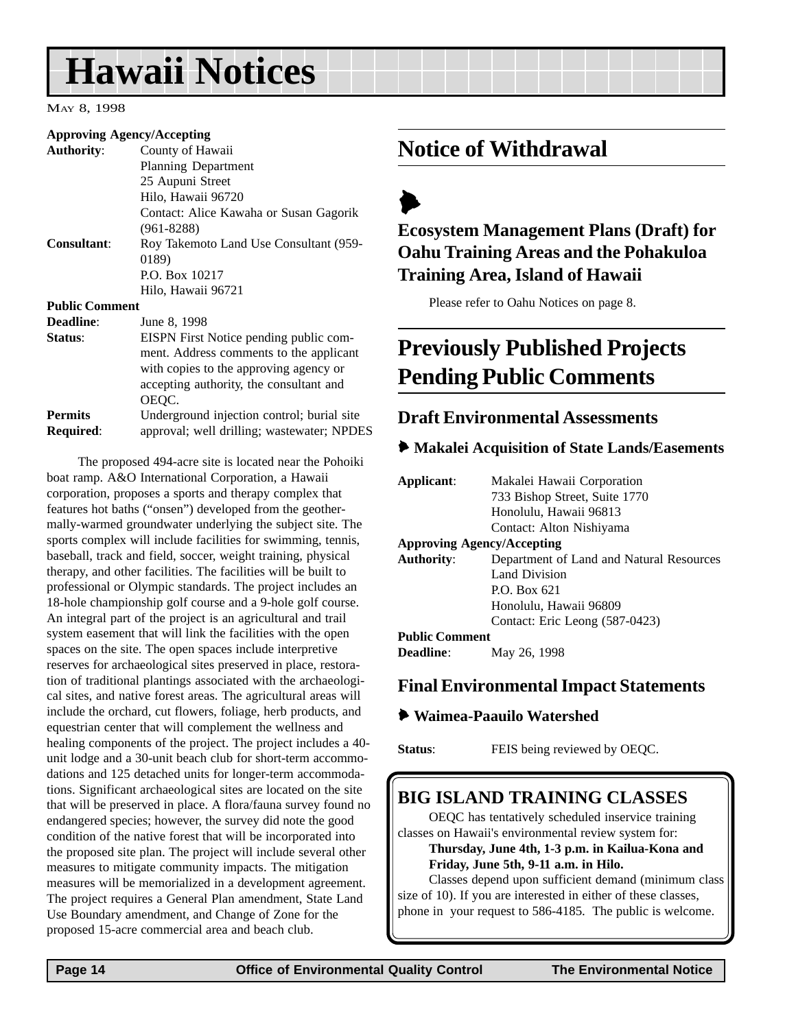**Approving Agency/Accepting**

| | |
|---|---|
| **Authority**: | County of Hawaii<br>Planning Department<br>25 Aupuni Street<br>Hilo, Hawaii 96720<br>Contact: Alice Kawaha or Susan Gagorik (961-8288) |
| **Consultant**: | Roy Takemoto Land Use Consultant (959-0189)<br>P.O. Box 10217<br>Hilo, Hawaii 96721 |
| **Public Comment Deadline**: | June 8, 1998 |
| **Status**: | EISPN First Notice pending public comment. Address comments to the applicant with copies to the approving agency or accepting authority, the consultant and OEQC. |
| **Permits Required**: | Underground injection control; burial site approval; well drilling; wastewater; NPDES |

The proposed 494-acre site is located near the Pohoiki boat ramp. A&O International Corporation, a Hawaii corporation, proposes a sports and therapy complex that features hot baths ("onsen") developed from the geothermally-warmed groundwater underlying the subject site. The sports complex will include facilities for swimming, tennis, baseball, track and field, soccer, weight training, physical therapy, and other facilities. The facilities will be built to professional or Olympic standards. The project includes an 18-hole championship golf course and a 9-hole golf course. An integral part of the project is an agricultural and trail system easement that will link the facilities with the open spaces on the site. The open spaces include interpretive reserves for archaeological sites preserved in place, restoration of traditional plantings associated with the archaeological sites, and native forest areas. The agricultural areas will include the orchard, cut flowers, foliage, herb products, and equestrian center that will complement the wellness and healing components of the project. The project includes a 40-unit lodge and a 30-unit beach club for short-term accommodations and 125 detached units for longer-term accommodations. Significant archaeological sites are located on the site that will be preserved in place. A flora/fauna survey found no endangered species; however, the survey did note the good condition of the native forest that will be incorporated into the proposed site plan. The project will include several other measures to mitigate community impacts. The mitigation measures will be memorialized in a development agreement. The project requires a General Plan amendment, State Land Use Boundary amendment, and Change of Zone for the proposed 15-acre commercial area and beach club.

## Notice of Withdrawal

### Ecosystem Management Plans (Draft) for Oahu Training Areas and the Pohakuloa Training Area, Island of Hawaii

Please refer to Oahu Notices on page 8.

## Previously Published Projects Pending Public Comments

### Draft Environmental Assessments

#### Makalei Acquisition of State Lands/Easements

| | |
|---|---|
| **Applicant**: | Makalei Hawaii Corporation<br>733 Bishop Street, Suite 1770<br>Honolulu, Hawaii 96813<br>Contact: Alton Nishiyama |
| **Approving Agency/Accepting Authority**: | Department of Land and Natural Resources<br>Land Division<br>P.O. Box 621<br>Honolulu, Hawaii 96809<br>Contact: Eric Leong (587-0423) |
| **Public Comment Deadline**: | May 26, 1998 |

### Final Environmental Impact Statements

#### Waimea-Paauilo Watershed

**Status**: FEIS being reviewed by OEQC.

### BIG ISLAND TRAINING CLASSES

OEQC has tentatively scheduled inservice training classes on Hawaii's environmental review system for:

**Thursday, June 4th, 1-3 p.m. in Kailua-Kona and Friday, June 5th, 9-11 a.m. in Hilo.**

Classes depend upon sufficient demand (minimum class size of 10). If you are interested in either of these classes, phone in your request to 586-4185. The public is welcome.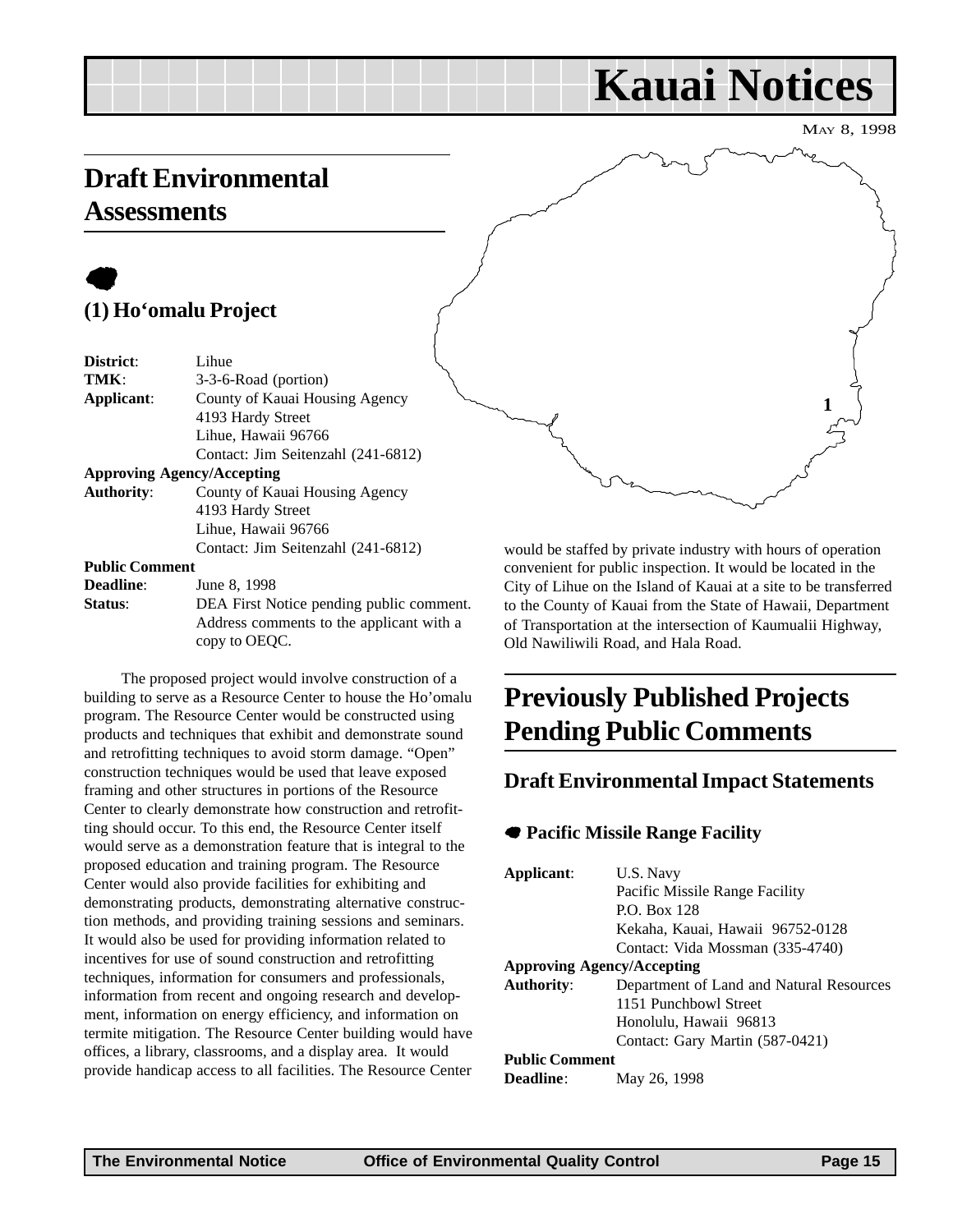# Kauai Notices

MAY 8, 1998

## Draft Environmental Assessments

### (1) Ho‘omalu Project

| | |
|---|---|
| **District**: | Lihue |
| **TMK**: | 3-3-6-Road (portion) |
| **Applicant**: | County of Kauai Housing Agency<br>4193 Hardy Street<br>Lihue, Hawaii 96766<br>Contact: Jim Seitenzahl (241-6812) |
| **Approving Agency/Accepting Authority**: | County of Kauai Housing Agency<br>4193 Hardy Street<br>Lihue, Hawaii 96766<br>Contact: Jim Seitenzahl (241-6812) |
| **Public Comment Deadline**: | June 8, 1998 |
| **Status**: | DEA First Notice pending public comment. Address comments to the applicant with a copy to OEQC. |

The proposed project would involve construction of a building to serve as a Resource Center to house the Ho’omalu program. The Resource Center would be constructed using products and techniques that exhibit and demonstrate sound and retrofitting techniques to avoid storm damage. “Open” construction techniques would be used that leave exposed framing and other structures in portions of the Resource Center to clearly demonstrate how construction and retrofitting should occur. To this end, the Resource Center itself would serve as a demonstration feature that is integral to the proposed education and training program. The Resource Center would also provide facilities for exhibiting and demonstrating products, demonstrating alternative construction methods, and providing training sessions and seminars. It would also be used for providing information related to incentives for use of sound construction and retrofitting techniques, information for consumers and professionals, information from recent and ongoing research and development, information on energy efficiency, and information on termite mitigation. The Resource Center building would have offices, a library, classrooms, and a display area. It would provide handicap access to all facilities. The Resource Center would be staffed by private industry with hours of operation convenient for public inspection. It would be located in the City of Lihue on the Island of Kauai at a site to be transferred to the County of Kauai from the State of Hawaii, Department of Transportation at the intersection of Kaumualii Highway, Old Nawiliwili Road, and Hala Road.

## Previously Published Projects Pending Public Comments

### Draft Environmental Impact Statements

#### Pacific Missile Range Facility

| | |
|---|---|
| **Applicant**: | U.S. Navy<br>Pacific Missile Range Facility<br>P.O. Box 128<br>Kekaha, Kauai, Hawaii 96752-0128<br>Contact: Vida Mossman (335-4740) |
| **Approving Agency/Accepting Authority**: | Department of Land and Natural Resources<br>1151 Punchbowl Street<br>Honolulu, Hawaii 96813<br>Contact: Gary Martin (587-0421) |
| **Public Comment Deadline**: | May 26, 1998 |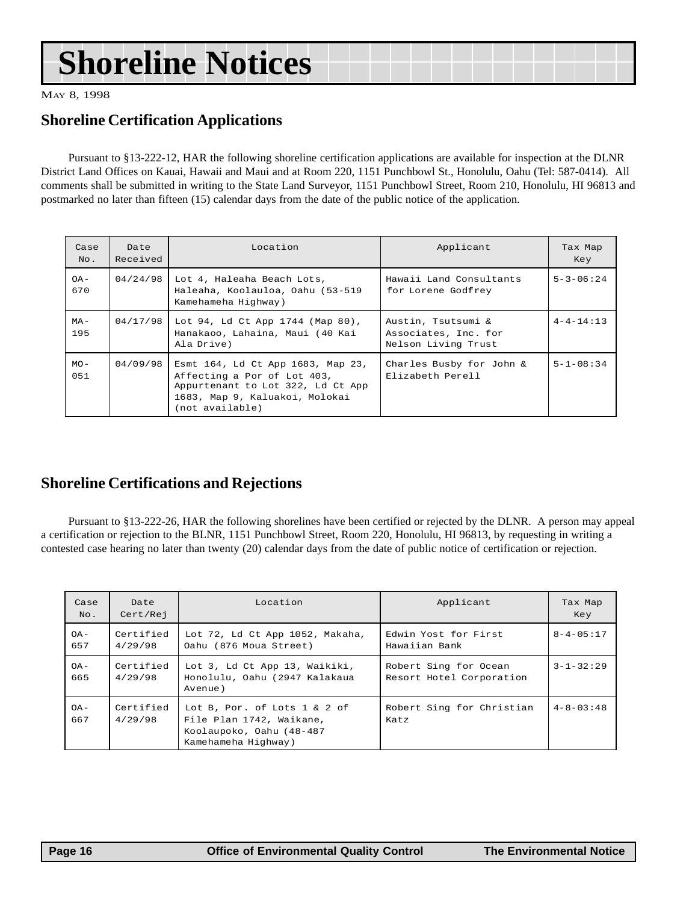# Shoreline Notices

May 8, 1998

## Shoreline Certification Applications

Pursuant to §13-222-12, HAR the following shoreline certification applications are available for inspection at the DLNR District Land Offices on Kauai, Hawaii and Maui and at Room 220, 1151 Punchbowl St., Honolulu, Oahu (Tel: 587-0414). All comments shall be submitted in writing to the State Land Surveyor, 1151 Punchbowl Street, Room 210, Honolulu, HI 96813 and postmarked no later than fifteen (15) calendar days from the date of the public notice of the application.

| Case No. | Date Received | Location | Applicant | Tax Map Key |
|---|---|---|---|---|
| OA-670 | 04/24/98 | Lot 4, Haleaha Beach Lots, Haleaha, Koolauloa, Oahu (53-519 Kamehameha Highway) | Hawaii Land Consultants for Lorene Godfrey | 5-3-06:24 |
| MA-195 | 04/17/98 | Lot 94, Ld Ct App 1744 (Map 80), Hanakaoo, Lahaina, Maui (40 Kai Ala Drive) | Austin, Tsutsumi & Associates, Inc. for Nelson Living Trust | 4-4-14:13 |
| MO-051 | 04/09/98 | Esmt 164, Ld Ct App 1683, Map 23, Affecting a Por of Lot 403, Appurtenant to Lot 322, Ld Ct App 1683, Map 9, Kaluakoi, Molokai (not available) | Charles Busby for John & Elizabeth Perell | 5-1-08:34 |

## Shoreline Certifications and Rejections

Pursuant to §13-222-26, HAR the following shorelines have been certified or rejected by the DLNR. A person may appeal a certification or rejection to the BLNR, 1151 Punchbowl Street, Room 220, Honolulu, HI 96813, by requesting in writing a contested case hearing no later than twenty (20) calendar days from the date of public notice of certification or rejection.

| Case No. | Date Cert/Rej | Location | Applicant | Tax Map Key |
|---|---|---|---|---|
| OA-657 | Certified 4/29/98 | Lot 72, Ld Ct App 1052, Makaha, Oahu (876 Moua Street) | Edwin Yost for First Hawaiian Bank | 8-4-05:17 |
| OA-665 | Certified 4/29/98 | Lot 3, Ld Ct App 13, Waikiki, Honolulu, Oahu (2947 Kalakaua Avenue) | Robert Sing for Ocean Resort Hotel Corporation | 3-1-32:29 |
| OA-667 | Certified 4/29/98 | Lot B, Por. of Lots 1 & 2 of File Plan 1742, Waikane, Koolaupoko, Oahu (48-487 Kamehameha Highway) | Robert Sing for Christian Katz | 4-8-03:48 |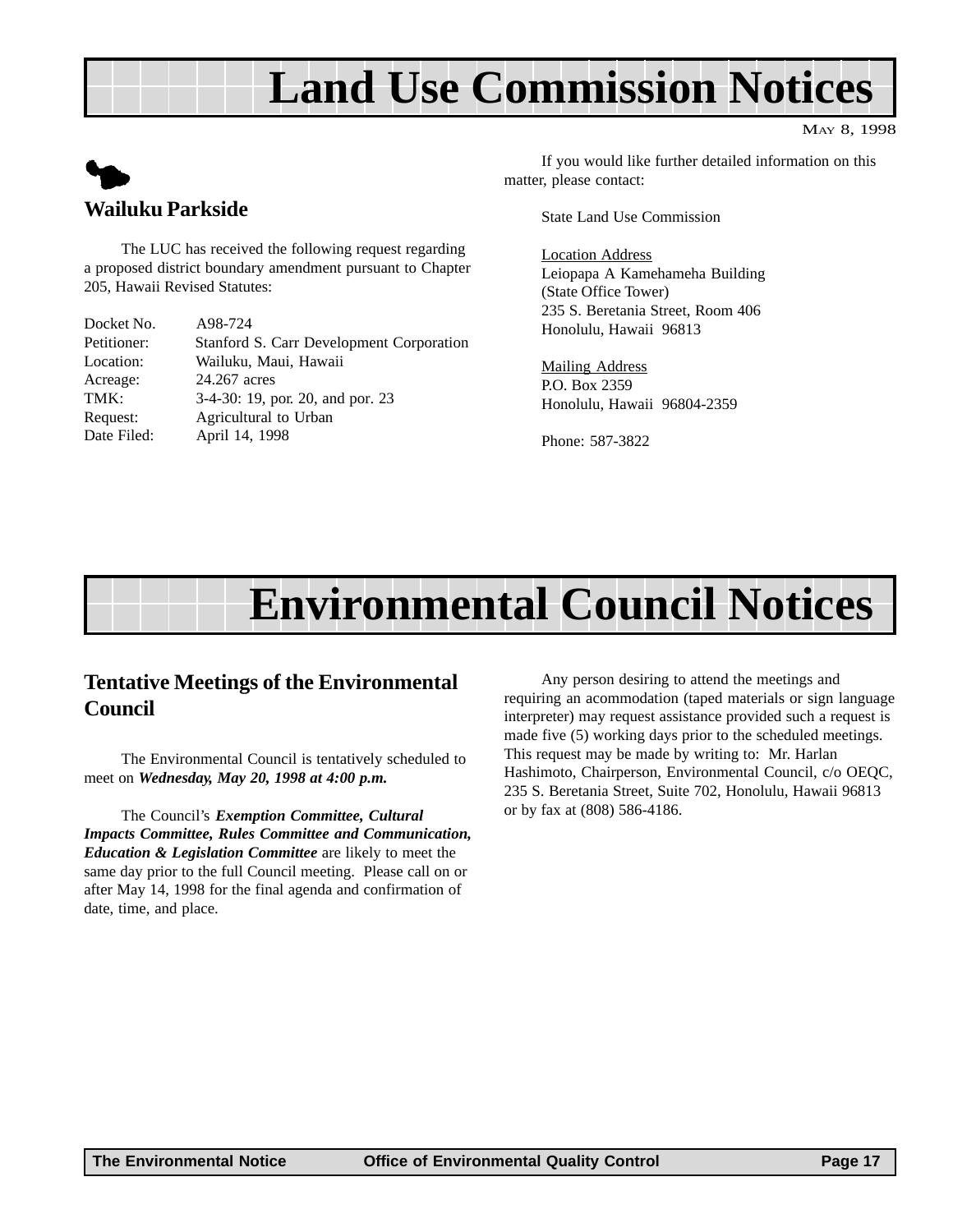# Land Use Commission Notices

MAY 8, 1998

## Wailuku Parkside

The LUC has received the following request regarding a proposed district boundary amendment pursuant to Chapter 205, Hawaii Revised Statutes:

| | |
|---|---|
| Docket No. | A98-724 |
| Petitioner: | Stanford S. Carr Development Corporation |
| Location: | Wailuku, Maui, Hawaii |
| Acreage: | 24.267 acres |
| TMK: | 3-4-30: 19, por. 20, and por. 23 |
| Request: | Agricultural to Urban |
| Date Filed: | April 14, 1998 |

If you would like further detailed information on this matter, please contact:

State Land Use Commission

Location Address
Leiopapa A Kamehameha Building
(State Office Tower)
235 S. Beretania Street, Room 406
Honolulu, Hawaii 96813

Mailing Address
P.O. Box 2359
Honolulu, Hawaii 96804-2359

Phone: 587-3822

# Environmental Council Notices

## Tentative Meetings of the Environmental Council

The Environmental Council is tentatively scheduled to meet on ***Wednesday, May 20, 1998 at 4:00 p.m.***

The Council's ***Exemption Committee, Cultural Impacts Committee, Rules Committee and Communication, Education & Legislation Committee*** are likely to meet the same day prior to the full Council meeting. Please call on or after May 14, 1998 for the final agenda and confirmation of date, time, and place.

Any person desiring to attend the meetings and requiring an acommodation (taped materials or sign language interpreter) may request assistance provided such a request is made five (5) working days prior to the scheduled meetings. This request may be made by writing to: Mr. Harlan Hashimoto, Chairperson, Environmental Council, c/o OEQC, 235 S. Beretania Street, Suite 702, Honolulu, Hawaii 96813 or by fax at (808) 586-4186.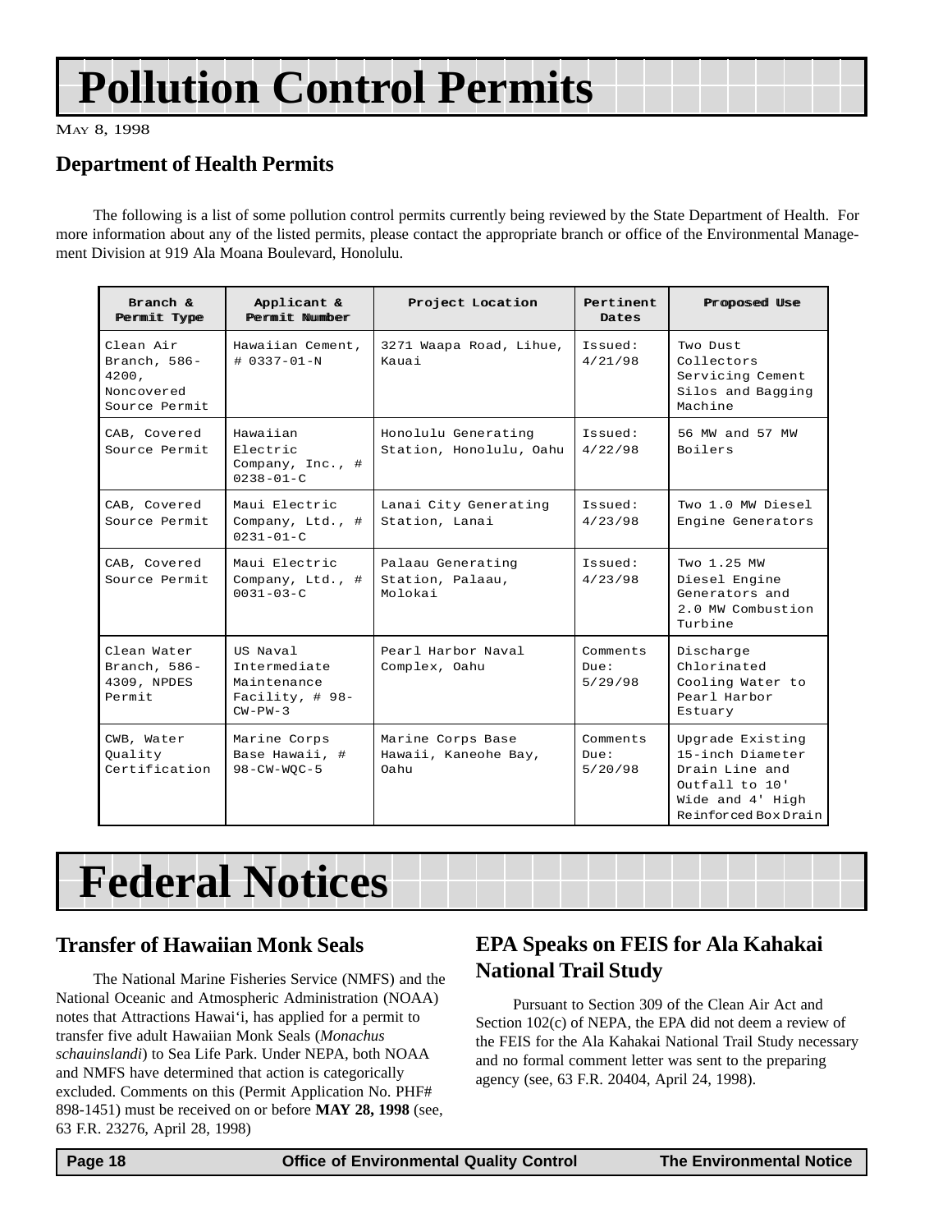# Pollution Control Permits

MAY 8, 1998

## Department of Health Permits

The following is a list of some pollution control permits currently being reviewed by the State Department of Health. For more information about any of the listed permits, please contact the appropriate branch or office of the Environmental Management Division at 919 Ala Moana Boulevard, Honolulu.

| Branch & Permit Type | Applicant & Permit Number | Project Location | Pertinent Dates | Proposed Use |
|---|---|---|---|---|
| Clean Air Branch, 586-4200, Noncovered Source Permit | Hawaiian Cement, # 0337-01-N | 3271 Waapa Road, Lihue, Kauai | Issued: 4/21/98 | Two Dust Collectors Servicing Cement Silos and Bagging Machine |
| CAB, Covered Source Permit | Hawaiian Electric Company, Inc., # 0238-01-C | Honolulu Generating Station, Honolulu, Oahu | Issued: 4/22/98 | 56 MW and 57 MW Boilers |
| CAB, Covered Source Permit | Maui Electric Company, Ltd., # 0231-01-C | Lanai City Generating Station, Lanai | Issued: 4/23/98 | Two 1.0 MW Diesel Engine Generators |
| CAB, Covered Source Permit | Maui Electric Company, Ltd., # 0031-03-C | Palaau Generating Station, Palaau, Molokai | Issued: 4/23/98 | Two 1.25 MW Diesel Engine Generators and 2.0 MW Combustion Turbine |
| Clean Water Branch, 586-4309, NPDES Permit | US Naval Intermediate Maintenance Facility, # 98-CW-PW-3 | Pearl Harbor Naval Complex, Oahu | Comments Due: 5/29/98 | Discharge Chlorinated Cooling Water to Pearl Harbor Estuary |
| CWB, Water Quality Certification | Marine Corps Base Hawaii, # 98-CW-WQC-5 | Marine Corps Base Hawaii, Kaneohe Bay, Oahu | Comments Due: 5/20/98 | Upgrade Existing 15-inch Diameter Drain Line and Outfall to 10' Wide and 4' High Reinforced Box Drain |

# Federal Notices

## Transfer of Hawaiian Monk Seals

The National Marine Fisheries Service (NMFS) and the National Oceanic and Atmospheric Administration (NOAA) notes that Attractions Hawai'i, has applied for a permit to transfer five adult Hawaiian Monk Seals (*Monachus schauinslandi*) to Sea Life Park. Under NEPA, both NOAA and NMFS have determined that action is categorically excluded. Comments on this (Permit Application No. PHF# 898-1451) must be received on or before **MAY 28, 1998** (see, 63 F.R. 23276, April 28, 1998)

## EPA Speaks on FEIS for Ala Kahakai National Trail Study

Pursuant to Section 309 of the Clean Air Act and Section 102(c) of NEPA, the EPA did not deem a review of the FEIS for the Ala Kahakai National Trail Study necessary and no formal comment letter was sent to the preparing agency (see, 63 F.R. 20404, April 24, 1998).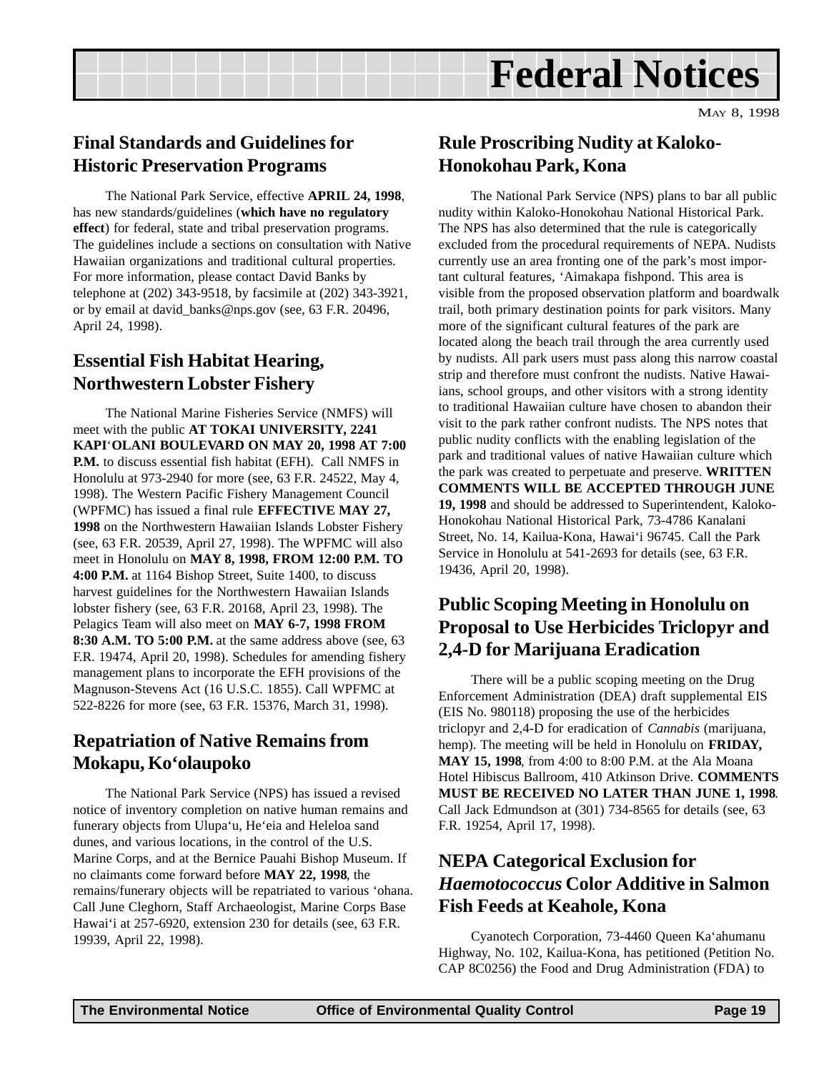# Federal Notices

MAY 8, 1998

## Final Standards and Guidelines for Historic Preservation Programs

The National Park Service, effective **APRIL 24, 1998**, has new standards/guidelines (**which have no regulatory effect**) for federal, state and tribal preservation programs. The guidelines include a sections on consultation with Native Hawaiian organizations and traditional cultural properties. For more information, please contact David Banks by telephone at (202) 343-9518, by facsimile at (202) 343-3921, or by email at david_banks@nps.gov (see, 63 F.R. 20496, April 24, 1998).

## Essential Fish Habitat Hearing, Northwestern Lobster Fishery

The National Marine Fisheries Service (NMFS) will meet with the public **AT TOKAI UNIVERSITY, 2241 KAPI'OLANI BOULEVARD ON MAY 20, 1998 AT 7:00 P.M.** to discuss essential fish habitat (EFH). Call NMFS in Honolulu at 973-2940 for more (see, 63 F.R. 24522, May 4, 1998). The Western Pacific Fishery Management Council (WPFMC) has issued a final rule **EFFECTIVE MAY 27, 1998** on the Northwestern Hawaiian Islands Lobster Fishery (see, 63 F.R. 20539, April 27, 1998). The WPFMC will also meet in Honolulu on **MAY 8, 1998, FROM 12:00 P.M. TO 4:00 P.M.** at 1164 Bishop Street, Suite 1400, to discuss harvest guidelines for the Northwestern Hawaiian Islands lobster fishery (see, 63 F.R. 20168, April 23, 1998). The Pelagics Team will also meet on **MAY 6-7, 1998 FROM 8:30 A.M. TO 5:00 P.M.** at the same address above (see, 63 F.R. 19474, April 20, 1998). Schedules for amending fishery management plans to incorporate the EFH provisions of the Magnuson-Stevens Act (16 U.S.C. 1855). Call WPFMC at 522-8226 for more (see, 63 F.R. 15376, March 31, 1998).

## Repatriation of Native Remains from Mokapu, Ko'olaupoko

The National Park Service (NPS) has issued a revised notice of inventory completion on native human remains and funerary objects from Ulupa'u, He'eia and Heleloa sand dunes, and various locations, in the control of the U.S. Marine Corps, and at the Bernice Pauahi Bishop Museum. If no claimants come forward before **MAY 22, 1998**, the remains/funerary objects will be repatriated to various 'ohana. Call June Cleghorn, Staff Archaeologist, Marine Corps Base Hawai'i at 257-6920, extension 230 for details (see, 63 F.R. 19939, April 22, 1998).

## Rule Proscribing Nudity at Kaloko-Honokohau Park, Kona

The National Park Service (NPS) plans to bar all public nudity within Kaloko-Honokohau National Historical Park. The NPS has also determined that the rule is categorically excluded from the procedural requirements of NEPA. Nudists currently use an area fronting one of the park's most important cultural features, 'Aimakapa fishpond. This area is visible from the proposed observation platform and boardwalk trail, both primary destination points for park visitors. Many more of the significant cultural features of the park are located along the beach trail through the area currently used by nudists. All park users must pass along this narrow coastal strip and therefore must confront the nudists. Native Hawaiians, school groups, and other visitors with a strong identity to traditional Hawaiian culture have chosen to abandon their visit to the park rather confront nudists. The NPS notes that public nudity conflicts with the enabling legislation of the park and traditional values of native Hawaiian culture which the park was created to perpetuate and preserve. **WRITTEN COMMENTS WILL BE ACCEPTED THROUGH JUNE 19, 1998** and should be addressed to Superintendent, Kaloko-Honokohau National Historical Park, 73-4786 Kanalani Street, No. 14, Kailua-Kona, Hawai'i 96745. Call the Park Service in Honolulu at 541-2693 for details (see, 63 F.R. 19436, April 20, 1998).

## Public Scoping Meeting in Honolulu on Proposal to Use Herbicides Triclopyr and 2,4-D for Marijuana Eradication

There will be a public scoping meeting on the Drug Enforcement Administration (DEA) draft supplemental EIS (EIS No. 980118) proposing the use of the herbicides triclopyr and 2,4-D for eradication of *Cannabis* (marijuana, hemp). The meeting will be held in Honolulu on **FRIDAY, MAY 15, 1998**, from 4:00 to 8:00 P.M. at the Ala Moana Hotel Hibiscus Ballroom, 410 Atkinson Drive. **COMMENTS MUST BE RECEIVED NO LATER THAN JUNE 1, 1998**. Call Jack Edmundson at (301) 734-8565 for details (see, 63 F.R. 19254, April 17, 1998).

## NEPA Categorical Exclusion for *Haemotococcus* Color Additive in Salmon Fish Feeds at Keahole, Kona

Cyanotech Corporation, 73-4460 Queen Ka'ahumanu Highway, No. 102, Kailua-Kona, has petitioned (Petition No. CAP 8C0256) the Food and Drug Administration (FDA) to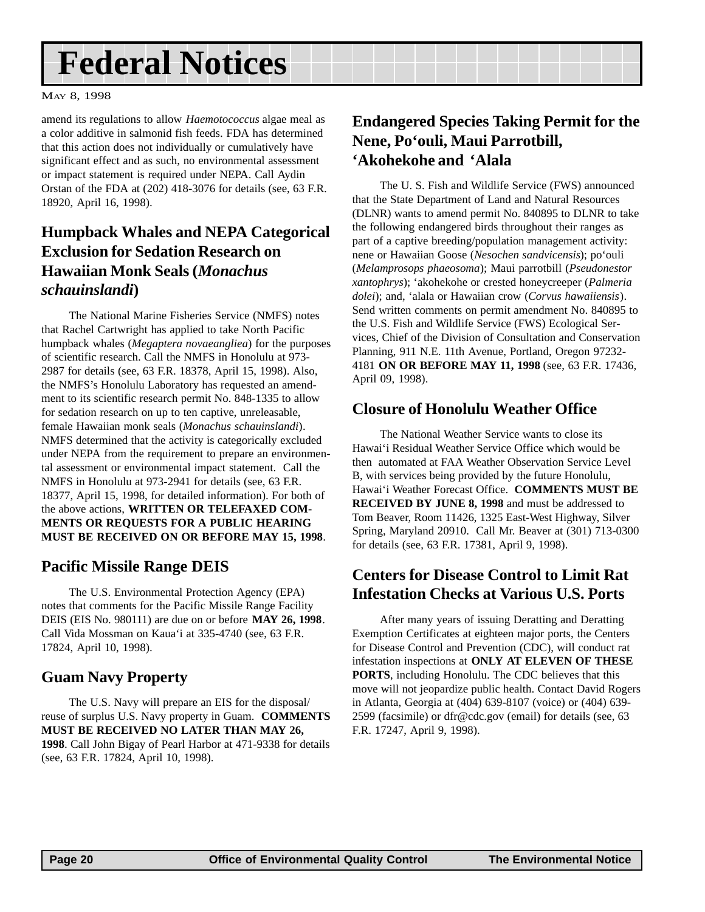# Federal Notices

amend its regulations to allow *Haemotococcus* algae meal as a color additive in salmonid fish feeds. FDA has determined that this action does not individually or cumulatively have significant effect and as such, no environmental assessment or impact statement is required under NEPA. Call Aydin Orstan of the FDA at (202) 418-3076 for details (see, 63 F.R. 18920, April 16, 1998).

## Humpback Whales and NEPA Categorical Exclusion for Sedation Research on Hawaiian Monk Seals (*Monachus schauinslandi*)

The National Marine Fisheries Service (NMFS) notes that Rachel Cartwright has applied to take North Pacific humpback whales (*Megaptera novaeangliea*) for the purposes of scientific research. Call the NMFS in Honolulu at 973-2987 for details (see, 63 F.R. 18378, April 15, 1998). Also, the NMFS's Honolulu Laboratory has requested an amendment to its scientific research permit No. 848-1335 to allow for sedation research on up to ten captive, unreleasable, female Hawaiian monk seals (*Monachus schauinslandi*). NMFS determined that the activity is categorically excluded under NEPA from the requirement to prepare an environmental assessment or environmental impact statement. Call the NMFS in Honolulu at 973-2941 for details (see, 63 F.R. 18377, April 15, 1998, for detailed information). For both of the above actions, **WRITTEN OR TELEFAXED COMMENTS OR REQUESTS FOR A PUBLIC HEARING MUST BE RECEIVED ON OR BEFORE MAY 15, 1998**.

## Pacific Missile Range DEIS

The U.S. Environmental Protection Agency (EPA) notes that comments for the Pacific Missile Range Facility DEIS (EIS No. 980111) are due on or before **MAY 26, 1998**. Call Vida Mossman on Kaua'i at 335-4740 (see, 63 F.R. 17824, April 10, 1998).

## Guam Navy Property

The U.S. Navy will prepare an EIS for the disposal/reuse of surplus U.S. Navy property in Guam. **COMMENTS MUST BE RECEIVED NO LATER THAN MAY 26, 1998**. Call John Bigay of Pearl Harbor at 471-9338 for details (see, 63 F.R. 17824, April 10, 1998).

## Endangered Species Taking Permit for the Nene, Po'ouli, Maui Parrotbill, 'Akohekohe and 'Alala

The U. S. Fish and Wildlife Service (FWS) announced that the State Department of Land and Natural Resources (DLNR) wants to amend permit No. 840895 to DLNR to take the following endangered birds throughout their ranges as part of a captive breeding/population management activity: nene or Hawaiian Goose (*Nesochen sandvicensis*); po'ouli (*Melamprosops phaeosoma*); Maui parrotbill (*Pseudonestor xantophrys*); 'akohekohe or crested honeycreeper (*Palmeria dolei*); and, 'alala or Hawaiian crow (*Corvus hawaiiensis*). Send written comments on permit amendment No. 840895 to the U.S. Fish and Wildlife Service (FWS) Ecological Services, Chief of the Division of Consultation and Conservation Planning, 911 N.E. 11th Avenue, Portland, Oregon 97232-4181 **ON OR BEFORE MAY 11, 1998** (see, 63 F.R. 17436, April 09, 1998).

## Closure of Honolulu Weather Office

The National Weather Service wants to close its Hawai'i Residual Weather Service Office which would be then automated at FAA Weather Observation Service Level B, with services being provided by the future Honolulu, Hawai'i Weather Forecast Office. **COMMENTS MUST BE RECEIVED BY JUNE 8, 1998** and must be addressed to Tom Beaver, Room 11426, 1325 East-West Highway, Silver Spring, Maryland 20910. Call Mr. Beaver at (301) 713-0300 for details (see, 63 F.R. 17381, April 9, 1998).

## Centers for Disease Control to Limit Rat Infestation Checks at Various U.S. Ports

After many years of issuing Deratting and Deratting Exemption Certificates at eighteen major ports, the Centers for Disease Control and Prevention (CDC), will conduct rat infestation inspections at **ONLY AT ELEVEN OF THESE PORTS**, including Honolulu. The CDC believes that this move will not jeopardize public health. Contact David Rogers in Atlanta, Georgia at (404) 639-8107 (voice) or (404) 639-2599 (facsimile) or dfr@cdc.gov (email) for details (see, 63 F.R. 17247, April 9, 1998).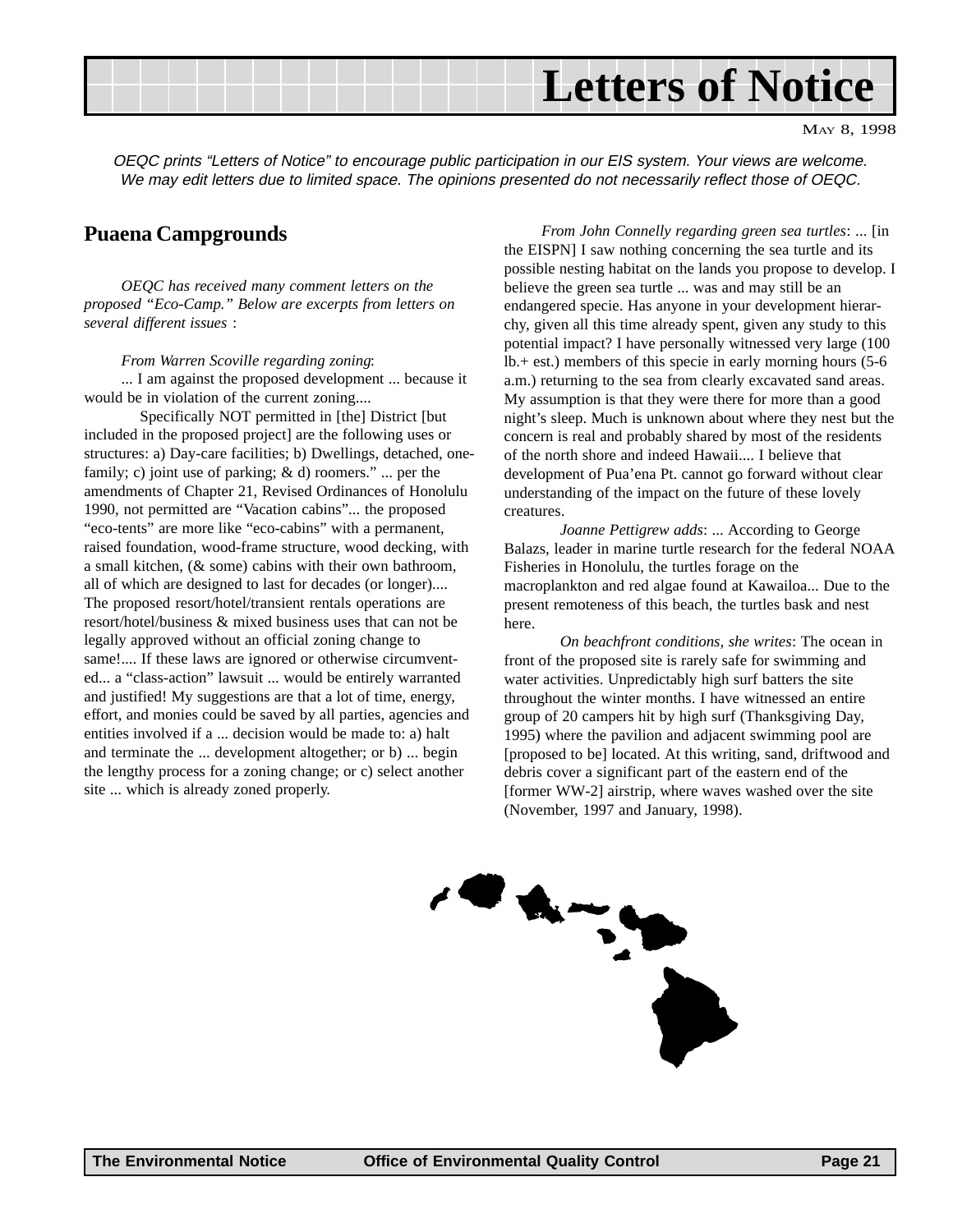# Letters of Notice

MAY 8, 1998

*OEQC prints "Letters of Notice" to encourage public participation in our EIS system. Your views are welcome. We may edit letters due to limited space. The opinions presented do not necessarily reflect those of OEQC.*

## Puaena Campgrounds

*OEQC has received many comment letters on the proposed "Eco-Camp." Below are excerpts from letters on several different issues* :

*From Warren Scoville regarding zoning*:

... I am against the proposed development ... because it would be in violation of the current zoning....

Specifically NOT permitted in [the] District [but included in the proposed project] are the following uses or structures: a) Day-care facilities; b) Dwellings, detached, one-family; c) joint use of parking; & d) roomers." ... per the amendments of Chapter 21, Revised Ordinances of Honolulu 1990, not permitted are "Vacation cabins"... the proposed "eco-tents" are more like "eco-cabins" with a permanent, raised foundation, wood-frame structure, wood decking, with a small kitchen, (& some) cabins with their own bathroom, all of which are designed to last for decades (or longer).... The proposed resort/hotel/transient rentals operations are resort/hotel/business & mixed business uses that can not be legally approved without an official zoning change to same!.... If these laws are ignored or otherwise circumvented... a "class-action" lawsuit ... would be entirely warranted and justified! My suggestions are that a lot of time, energy, effort, and monies could be saved by all parties, agencies and entities involved if a ... decision would be made to: a) halt and terminate the ... development altogether; or b) ... begin the lengthy process for a zoning change; or c) select another site ... which is already zoned properly.

*From John Connelly regarding green sea turtles*: ... [in the EISPN] I saw nothing concerning the sea turtle and its possible nesting habitat on the lands you propose to develop. I believe the green sea turtle ... was and may still be an endangered specie. Has anyone in your development hierarchy, given all this time already spent, given any study to this potential impact? I have personally witnessed very large (100 lb.+ est.) members of this specie in early morning hours (5-6 a.m.) returning to the sea from clearly excavated sand areas. My assumption is that they were there for more than a good night's sleep. Much is unknown about where they nest but the concern is real and probably shared by most of the residents of the north shore and indeed Hawaii.... I believe that development of Pua'ena Pt. cannot go forward without clear understanding of the impact on the future of these lovely creatures.

*Joanne Pettigrew adds*: ... According to George Balazs, leader in marine turtle research for the federal NOAA Fisheries in Honolulu, the turtles forage on the macroplankton and red algae found at Kawailoa... Due to the present remoteness of this beach, the turtles bask and nest here.

*On beachfront conditions, she writes*: The ocean in front of the proposed site is rarely safe for swimming and water activities. Unpredictably high surf batters the site throughout the winter months. I have witnessed an entire group of 20 campers hit by high surf (Thanksgiving Day, 1995) where the pavilion and adjacent swimming pool are [proposed to be] located. At this writing, sand, driftwood and debris cover a significant part of the eastern end of the [former WW-2] airstrip, where waves washed over the site (November, 1997 and January, 1998).